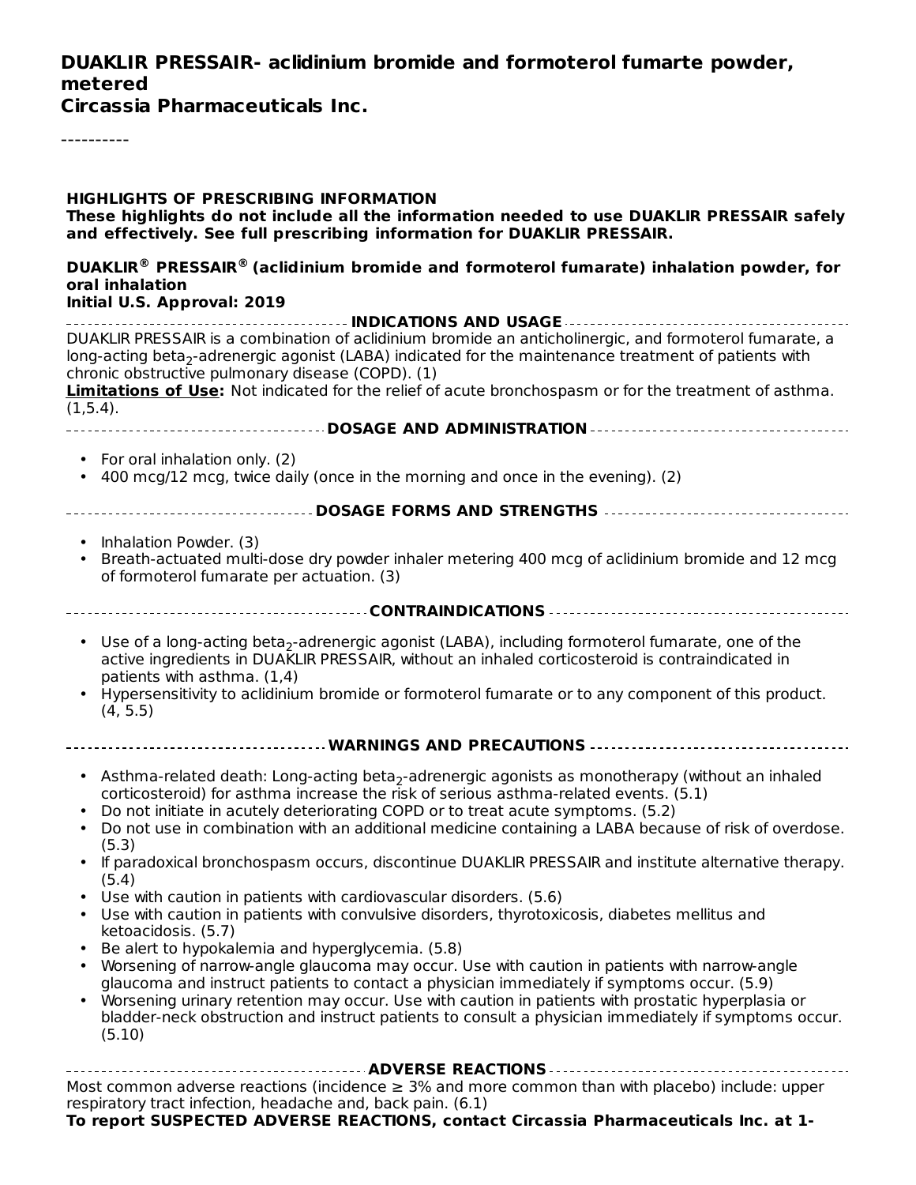**DUAKLIR PRESSAIR- aclidinium bromide and formoterol fumarte powder, metered**
**Circassia Pharmaceuticals Inc.**

----------

**HIGHLIGHTS OF PRESCRIBING INFORMATION**
**These highlights do not include all the information needed to use DUAKLIR PRESSAIR safely and effectively. See full prescribing information for DUAKLIR PRESSAIR.**

**DUAKLIR® PRESSAIR® (aclidinium bromide and formoterol fumarate) inhalation powder, for oral inhalation**
**Initial U.S. Approval: 2019**

**INDICATIONS AND USAGE**

DUAKLIR PRESSAIR is a combination of aclidinium bromide an anticholinergic, and formoterol fumarate, a long-acting beta$_2$-adrenergic agonist (LABA) indicated for the maintenance treatment of patients with chronic obstructive pulmonary disease (COPD). (1)
**Limitations of Use:** Not indicated for the relief of acute bronchospasm or for the treatment of asthma. (1,5.4).

**DOSAGE AND ADMINISTRATION**

- For oral inhalation only. (2)
- 400 mcg/12 mcg, twice daily (once in the morning and once in the evening). (2)

**DOSAGE FORMS AND STRENGTHS**

- Inhalation Powder. (3)
- Breath-actuated multi-dose dry powder inhaler metering 400 mcg of aclidinium bromide and 12 mcg of formoterol fumarate per actuation. (3)

**CONTRAINDICATIONS**

- Use of a long-acting beta$_2$-adrenergic agonist (LABA), including formoterol fumarate, one of the active ingredients in DUAKLIR PRESSAIR, without an inhaled corticosteroid is contraindicated in patients with asthma. (1,4)
- Hypersensitivity to aclidinium bromide or formoterol fumarate or to any component of this product. (4, 5.5)

**WARNINGS AND PRECAUTIONS**

- Asthma-related death: Long-acting beta$_2$-adrenergic agonists as monotherapy (without an inhaled corticosteroid) for asthma increase the risk of serious asthma-related events. (5.1)
- Do not initiate in acutely deteriorating COPD or to treat acute symptoms. (5.2)
- Do not use in combination with an additional medicine containing a LABA because of risk of overdose. (5.3)
- If paradoxical bronchospasm occurs, discontinue DUAKLIR PRESSAIR and institute alternative therapy. (5.4)
- Use with caution in patients with cardiovascular disorders. (5.6)
- Use with caution in patients with convulsive disorders, thyrotoxicosis, diabetes mellitus and ketoacidosis. (5.7)
- Be alert to hypokalemia and hyperglycemia. (5.8)
- Worsening of narrow-angle glaucoma may occur. Use with caution in patients with narrow-angle glaucoma and instruct patients to contact a physician immediately if symptoms occur. (5.9)
- Worsening urinary retention may occur. Use with caution in patients with prostatic hyperplasia or bladder-neck obstruction and instruct patients to consult a physician immediately if symptoms occur. (5.10)

**ADVERSE REACTIONS**

Most common adverse reactions (incidence ≥ 3% and more common than with placebo) include: upper respiratory tract infection, headache and, back pain. (6.1)
**To report SUSPECTED ADVERSE REACTIONS, contact Circassia Pharmaceuticals Inc. at 1-**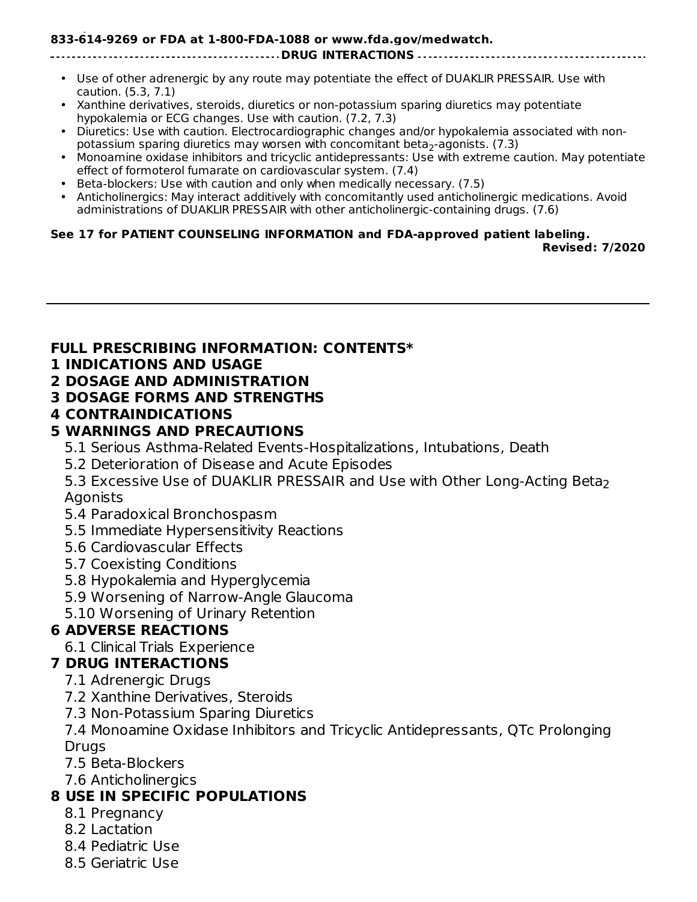833-614-9269 or FDA at 1-800-FDA-1088 or www.fda.gov/medwatch.

**DRUG INTERACTIONS**

- Use of other adrenergic by any route may potentiate the effect of DUAKLIR PRESSAIR. Use with caution. (5.3, 7.1)
- Xanthine derivatives, steroids, diuretics or non-potassium sparing diuretics may potentiate hypokalemia or ECG changes. Use with caution. (7.2, 7.3)
- Diuretics: Use with caution. Electrocardiographic changes and/or hypokalemia associated with non-potassium sparing diuretics may worsen with concomitant beta$_2$-agonists. (7.3)
- Monoamine oxidase inhibitors and tricyclic antidepressants: Use with extreme caution. May potentiate effect of formoterol fumarate on cardiovascular system. (7.4)
- Beta-blockers: Use with caution and only when medically necessary. (7.5)
- Anticholinergics: May interact additively with concomitantly used anticholinergic medications. Avoid administrations of DUAKLIR PRESSAIR with other anticholinergic-containing drugs. (7.6)

**See 17 for PATIENT COUNSELING INFORMATION and FDA-approved patient labeling.**

**Revised: 7/2020**

---

**FULL PRESCRIBING INFORMATION: CONTENTS***

**1 INDICATIONS AND USAGE**

**2 DOSAGE AND ADMINISTRATION**

**3 DOSAGE FORMS AND STRENGTHS**

**4 CONTRAINDICATIONS**

**5 WARNINGS AND PRECAUTIONS**

5.1 Serious Asthma-Related Events-Hospitalizations, Intubations, Death

5.2 Deterioration of Disease and Acute Episodes

5.3 Excessive Use of DUAKLIR PRESSAIR and Use with Other Long-Acting Beta$_2$ Agonists

5.4 Paradoxical Bronchospasm

5.5 Immediate Hypersensitivity Reactions

5.6 Cardiovascular Effects

5.7 Coexisting Conditions

5.8 Hypokalemia and Hyperglycemia

5.9 Worsening of Narrow-Angle Glaucoma

5.10 Worsening of Urinary Retention

**6 ADVERSE REACTIONS**

6.1 Clinical Trials Experience

**7 DRUG INTERACTIONS**

7.1 Adrenergic Drugs

7.2 Xanthine Derivatives, Steroids

7.3 Non-Potassium Sparing Diuretics

7.4 Monoamine Oxidase Inhibitors and Tricyclic Antidepressants, QTc Prolonging Drugs

7.5 Beta-Blockers

7.6 Anticholinergics

**8 USE IN SPECIFIC POPULATIONS**

8.1 Pregnancy

8.2 Lactation

8.4 Pediatric Use

8.5 Geriatric Use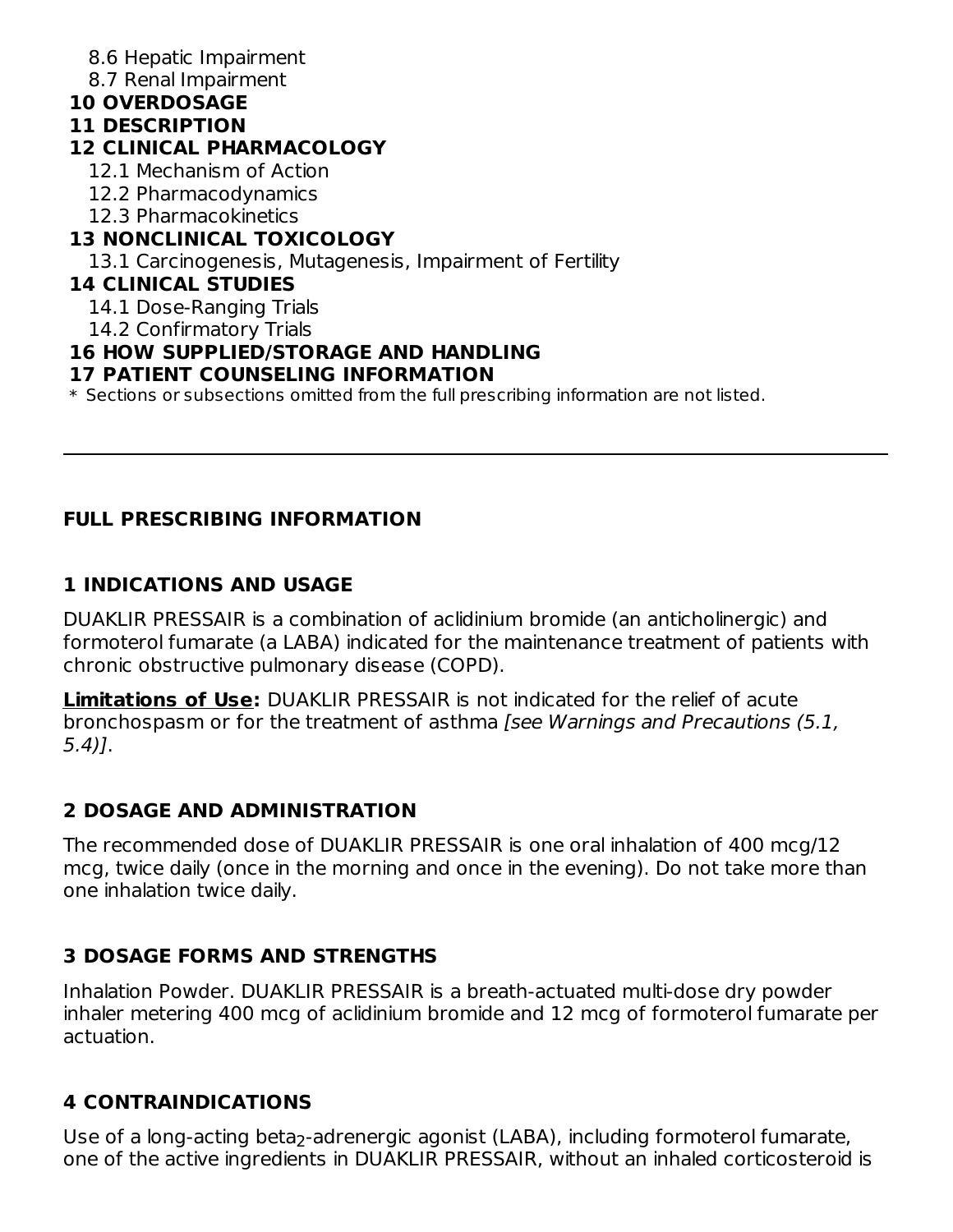8.6 Hepatic Impairment
8.7 Renal Impairment
**10 OVERDOSAGE**
**11 DESCRIPTION**
**12 CLINICAL PHARMACOLOGY**
12.1 Mechanism of Action
12.2 Pharmacodynamics
12.3 Pharmacokinetics
**13 NONCLINICAL TOXICOLOGY**
13.1 Carcinogenesis, Mutagenesis, Impairment of Fertility
**14 CLINICAL STUDIES**
14.1 Dose-Ranging Trials
14.2 Confirmatory Trials
**16 HOW SUPPLIED/STORAGE AND HANDLING**
**17 PATIENT COUNSELING INFORMATION**

\* Sections or subsections omitted from the full prescribing information are not listed.

---

## FULL PRESCRIBING INFORMATION

## 1 INDICATIONS AND USAGE

DUAKLIR PRESSAIR is a combination of aclidinium bromide (an anticholinergic) and formoterol fumarate (a LABA) indicated for the maintenance treatment of patients with chronic obstructive pulmonary disease (COPD).

**Limitations of Use:** DUAKLIR PRESSAIR is not indicated for the relief of acute bronchospasm or for the treatment of asthma *[see Warnings and Precautions (5.1, 5.4)]*.

## 2 DOSAGE AND ADMINISTRATION

The recommended dose of DUAKLIR PRESSAIR is one oral inhalation of 400 mcg/12 mcg, twice daily (once in the morning and once in the evening). Do not take more than one inhalation twice daily.

## 3 DOSAGE FORMS AND STRENGTHS

Inhalation Powder. DUAKLIR PRESSAIR is a breath-actuated multi-dose dry powder inhaler metering 400 mcg of aclidinium bromide and 12 mcg of formoterol fumarate per actuation.

## 4 CONTRAINDICATIONS

Use of a long-acting beta$_2$-adrenergic agonist (LABA), including formoterol fumarate, one of the active ingredients in DUAKLIR PRESSAIR, without an inhaled corticosteroid is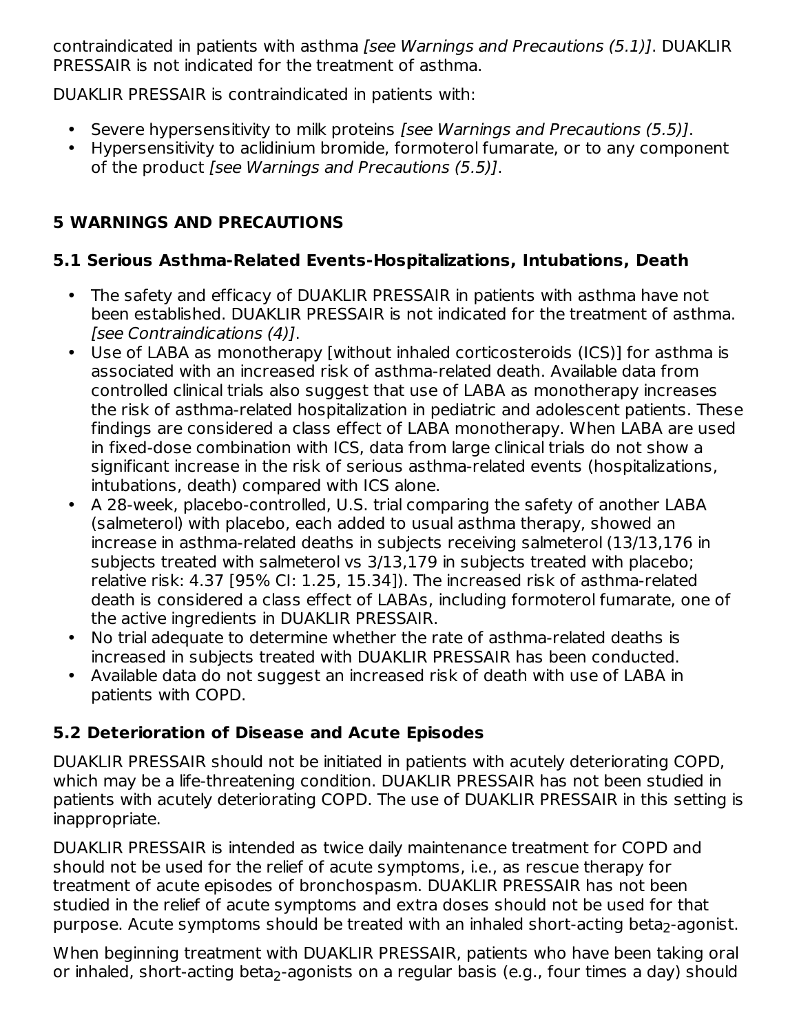contraindicated in patients with asthma *[see Warnings and Precautions (5.1)]*. DUAKLIR PRESSAIR is not indicated for the treatment of asthma.

DUAKLIR PRESSAIR is contraindicated in patients with:

- Severe hypersensitivity to milk proteins *[see Warnings and Precautions (5.5)]*.
- Hypersensitivity to aclidinium bromide, formoterol fumarate, or to any component of the product *[see Warnings and Precautions (5.5)]*.

## 5 WARNINGS AND PRECAUTIONS

### 5.1 Serious Asthma-Related Events-Hospitalizations, Intubations, Death

- The safety and efficacy of DUAKLIR PRESSAIR in patients with asthma have not been established. DUAKLIR PRESSAIR is not indicated for the treatment of asthma. *[see Contraindications (4)]*.
- Use of LABA as monotherapy [without inhaled corticosteroids (ICS)] for asthma is associated with an increased risk of asthma-related death. Available data from controlled clinical trials also suggest that use of LABA as monotherapy increases the risk of asthma-related hospitalization in pediatric and adolescent patients. These findings are considered a class effect of LABA monotherapy. When LABA are used in fixed-dose combination with ICS, data from large clinical trials do not show a significant increase in the risk of serious asthma-related events (hospitalizations, intubations, death) compared with ICS alone.
- A 28-week, placebo-controlled, U.S. trial comparing the safety of another LABA (salmeterol) with placebo, each added to usual asthma therapy, showed an increase in asthma-related deaths in subjects receiving salmeterol (13/13,176 in subjects treated with salmeterol vs 3/13,179 in subjects treated with placebo; relative risk: 4.37 [95% CI: 1.25, 15.34]). The increased risk of asthma-related death is considered a class effect of LABAs, including formoterol fumarate, one of the active ingredients in DUAKLIR PRESSAIR.
- No trial adequate to determine whether the rate of asthma-related deaths is increased in subjects treated with DUAKLIR PRESSAIR has been conducted.
- Available data do not suggest an increased risk of death with use of LABA in patients with COPD.

### 5.2 Deterioration of Disease and Acute Episodes

DUAKLIR PRESSAIR should not be initiated in patients with acutely deteriorating COPD, which may be a life-threatening condition. DUAKLIR PRESSAIR has not been studied in patients with acutely deteriorating COPD. The use of DUAKLIR PRESSAIR in this setting is inappropriate.

DUAKLIR PRESSAIR is intended as twice daily maintenance treatment for COPD and should not be used for the relief of acute symptoms, i.e., as rescue therapy for treatment of acute episodes of bronchospasm. DUAKLIR PRESSAIR has not been studied in the relief of acute symptoms and extra doses should not be used for that purpose. Acute symptoms should be treated with an inhaled short-acting beta$_2$-agonist.

When beginning treatment with DUAKLIR PRESSAIR, patients who have been taking oral or inhaled, short-acting beta$_2$-agonists on a regular basis (e.g., four times a day) should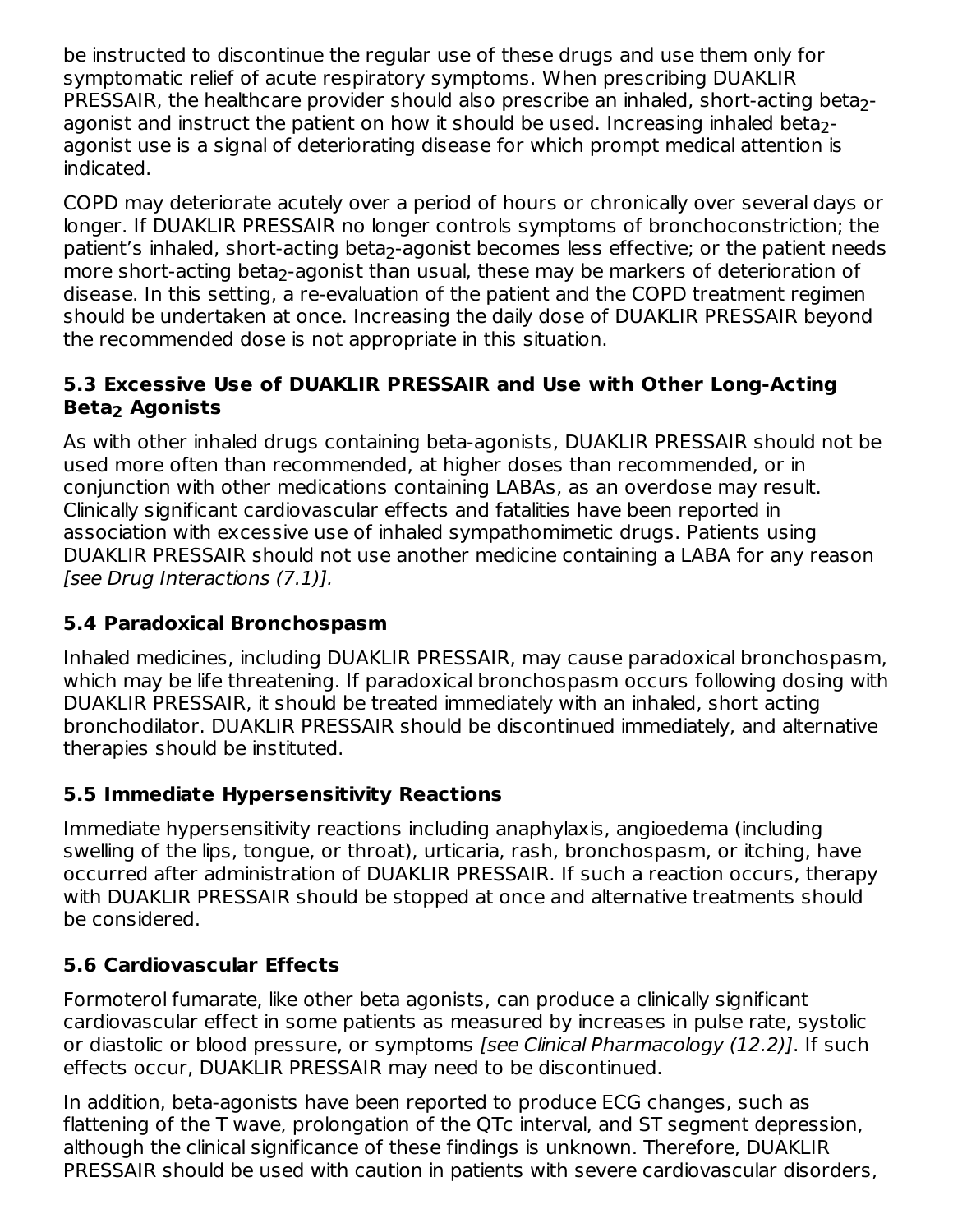be instructed to discontinue the regular use of these drugs and use them only for symptomatic relief of acute respiratory symptoms. When prescribing DUAKLIR PRESSAIR, the healthcare provider should also prescribe an inhaled, short-acting beta$_2$-agonist and instruct the patient on how it should be used. Increasing inhaled beta$_2$-agonist use is a signal of deteriorating disease for which prompt medical attention is indicated.

COPD may deteriorate acutely over a period of hours or chronically over several days or longer. If DUAKLIR PRESSAIR no longer controls symptoms of bronchoconstriction; the patient's inhaled, short-acting beta$_2$-agonist becomes less effective; or the patient needs more short-acting beta$_2$-agonist than usual, these may be markers of deterioration of disease. In this setting, a re-evaluation of the patient and the COPD treatment regimen should be undertaken at once. Increasing the daily dose of DUAKLIR PRESSAIR beyond the recommended dose is not appropriate in this situation.

### 5.3 Excessive Use of DUAKLIR PRESSAIR and Use with Other Long-Acting Beta$_2$ Agonists

As with other inhaled drugs containing beta-agonists, DUAKLIR PRESSAIR should not be used more often than recommended, at higher doses than recommended, or in conjunction with other medications containing LABAs, as an overdose may result. Clinically significant cardiovascular effects and fatalities have been reported in association with excessive use of inhaled sympathomimetic drugs. Patients using DUAKLIR PRESSAIR should not use another medicine containing a LABA for any reason *[see Drug Interactions (7.1)]*.

### 5.4 Paradoxical Bronchospasm

Inhaled medicines, including DUAKLIR PRESSAIR, may cause paradoxical bronchospasm, which may be life threatening. If paradoxical bronchospasm occurs following dosing with DUAKLIR PRESSAIR, it should be treated immediately with an inhaled, short acting bronchodilator. DUAKLIR PRESSAIR should be discontinued immediately, and alternative therapies should be instituted.

### 5.5 Immediate Hypersensitivity Reactions

Immediate hypersensitivity reactions including anaphylaxis, angioedema (including swelling of the lips, tongue, or throat), urticaria, rash, bronchospasm, or itching, have occurred after administration of DUAKLIR PRESSAIR. If such a reaction occurs, therapy with DUAKLIR PRESSAIR should be stopped at once and alternative treatments should be considered.

### 5.6 Cardiovascular Effects

Formoterol fumarate, like other beta agonists, can produce a clinically significant cardiovascular effect in some patients as measured by increases in pulse rate, systolic or diastolic or blood pressure, or symptoms *[see Clinical Pharmacology (12.2)]*. If such effects occur, DUAKLIR PRESSAIR may need to be discontinued.

In addition, beta-agonists have been reported to produce ECG changes, such as flattening of the T wave, prolongation of the QTc interval, and ST segment depression, although the clinical significance of these findings is unknown. Therefore, DUAKLIR PRESSAIR should be used with caution in patients with severe cardiovascular disorders,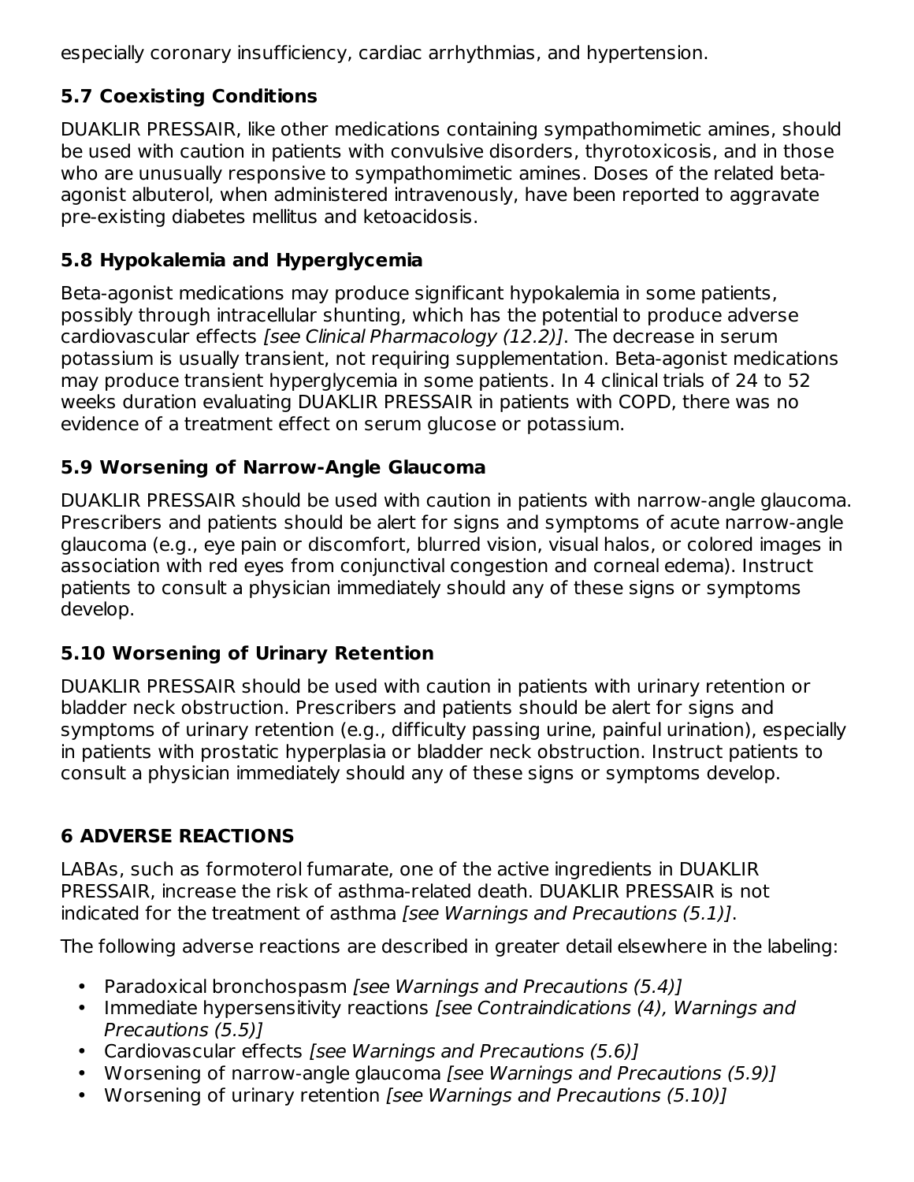especially coronary insufficiency, cardiac arrhythmias, and hypertension.

### 5.7 Coexisting Conditions

DUAKLIR PRESSAIR, like other medications containing sympathomimetic amines, should be used with caution in patients with convulsive disorders, thyrotoxicosis, and in those who are unusually responsive to sympathomimetic amines. Doses of the related beta-agonist albuterol, when administered intravenously, have been reported to aggravate pre-existing diabetes mellitus and ketoacidosis.

### 5.8 Hypokalemia and Hyperglycemia

Beta-agonist medications may produce significant hypokalemia in some patients, possibly through intracellular shunting, which has the potential to produce adverse cardiovascular effects *[see Clinical Pharmacology (12.2)]*. The decrease in serum potassium is usually transient, not requiring supplementation. Beta-agonist medications may produce transient hyperglycemia in some patients. In 4 clinical trials of 24 to 52 weeks duration evaluating DUAKLIR PRESSAIR in patients with COPD, there was no evidence of a treatment effect on serum glucose or potassium.

### 5.9 Worsening of Narrow-Angle Glaucoma

DUAKLIR PRESSAIR should be used with caution in patients with narrow-angle glaucoma. Prescribers and patients should be alert for signs and symptoms of acute narrow-angle glaucoma (e.g., eye pain or discomfort, blurred vision, visual halos, or colored images in association with red eyes from conjunctival congestion and corneal edema). Instruct patients to consult a physician immediately should any of these signs or symptoms develop.

### 5.10 Worsening of Urinary Retention

DUAKLIR PRESSAIR should be used with caution in patients with urinary retention or bladder neck obstruction. Prescribers and patients should be alert for signs and symptoms of urinary retention (e.g., difficulty passing urine, painful urination), especially in patients with prostatic hyperplasia or bladder neck obstruction. Instruct patients to consult a physician immediately should any of these signs or symptoms develop.

## 6 ADVERSE REACTIONS

LABAs, such as formoterol fumarate, one of the active ingredients in DUAKLIR PRESSAIR, increase the risk of asthma-related death. DUAKLIR PRESSAIR is not indicated for the treatment of asthma *[see Warnings and Precautions (5.1)]*.

The following adverse reactions are described in greater detail elsewhere in the labeling:

- Paradoxical bronchospasm *[see Warnings and Precautions (5.4)]*
- Immediate hypersensitivity reactions *[see Contraindications (4), Warnings and Precautions (5.5)]*
- Cardiovascular effects *[see Warnings and Precautions (5.6)]*
- Worsening of narrow-angle glaucoma *[see Warnings and Precautions (5.9)]*
- Worsening of urinary retention *[see Warnings and Precautions (5.10)]*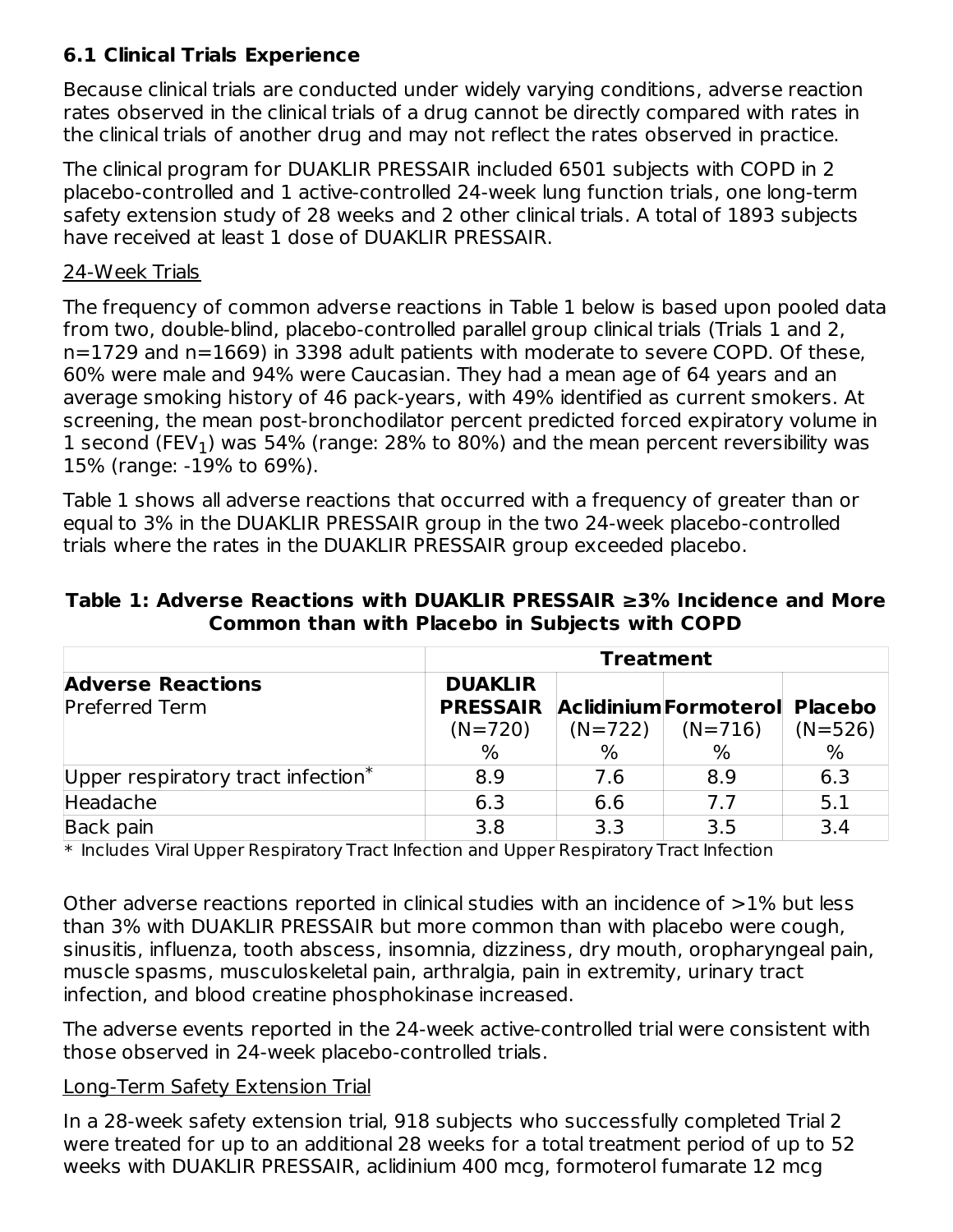### 6.1 Clinical Trials Experience

Because clinical trials are conducted under widely varying conditions, adverse reaction rates observed in the clinical trials of a drug cannot be directly compared with rates in the clinical trials of another drug and may not reflect the rates observed in practice.

The clinical program for DUAKLIR PRESSAIR included 6501 subjects with COPD in 2 placebo-controlled and 1 active-controlled 24-week lung function trials, one long-term safety extension study of 28 weeks and 2 other clinical trials. A total of 1893 subjects have received at least 1 dose of DUAKLIR PRESSAIR.

24-Week Trials

The frequency of common adverse reactions in Table 1 below is based upon pooled data from two, double-blind, placebo-controlled parallel group clinical trials (Trials 1 and 2, n=1729 and n=1669) in 3398 adult patients with moderate to severe COPD. Of these, 60% were male and 94% were Caucasian. They had a mean age of 64 years and an average smoking history of 46 pack-years, with 49% identified as current smokers. At screening, the mean post-bronchodilator percent predicted forced expiratory volume in 1 second ($FEV_1$) was 54% (range: 28% to 80%) and the mean percent reversibility was 15% (range: -19% to 69%).

Table 1 shows all adverse reactions that occurred with a frequency of greater than or equal to 3% in the DUAKLIR PRESSAIR group in the two 24-week placebo-controlled trials where the rates in the DUAKLIR PRESSAIR group exceeded placebo.

**Table 1: Adverse Reactions with DUAKLIR PRESSAIR ≥3% Incidence and More Common than with Placebo in Subjects with COPD**

| | **Treatment** | | | |
|---|---|---|---|---|
| **Adverse Reactions** Preferred Term | **DUAKLIR PRESSAIR** (N=720) % | **Aclidinium** (N=722) % | **Formoterol** (N=716) % | **Placebo** (N=526) % |
| Upper respiratory tract infection* | 8.9 | 7.6 | 8.9 | 6.3 |
| Headache | 6.3 | 6.6 | 7.7 | 5.1 |
| Back pain | 3.8 | 3.3 | 3.5 | 3.4 |

* Includes Viral Upper Respiratory Tract Infection and Upper Respiratory Tract Infection

Other adverse reactions reported in clinical studies with an incidence of >1% but less than 3% with DUAKLIR PRESSAIR but more common than with placebo were cough, sinusitis, influenza, tooth abscess, insomnia, dizziness, dry mouth, oropharyngeal pain, muscle spasms, musculoskeletal pain, arthralgia, pain in extremity, urinary tract infection, and blood creatine phosphokinase increased.

The adverse events reported in the 24-week active-controlled trial were consistent with those observed in 24-week placebo-controlled trials.

Long-Term Safety Extension Trial

In a 28-week safety extension trial, 918 subjects who successfully completed Trial 2 were treated for up to an additional 28 weeks for a total treatment period of up to 52 weeks with DUAKLIR PRESSAIR, aclidinium 400 mcg, formoterol fumarate 12 mcg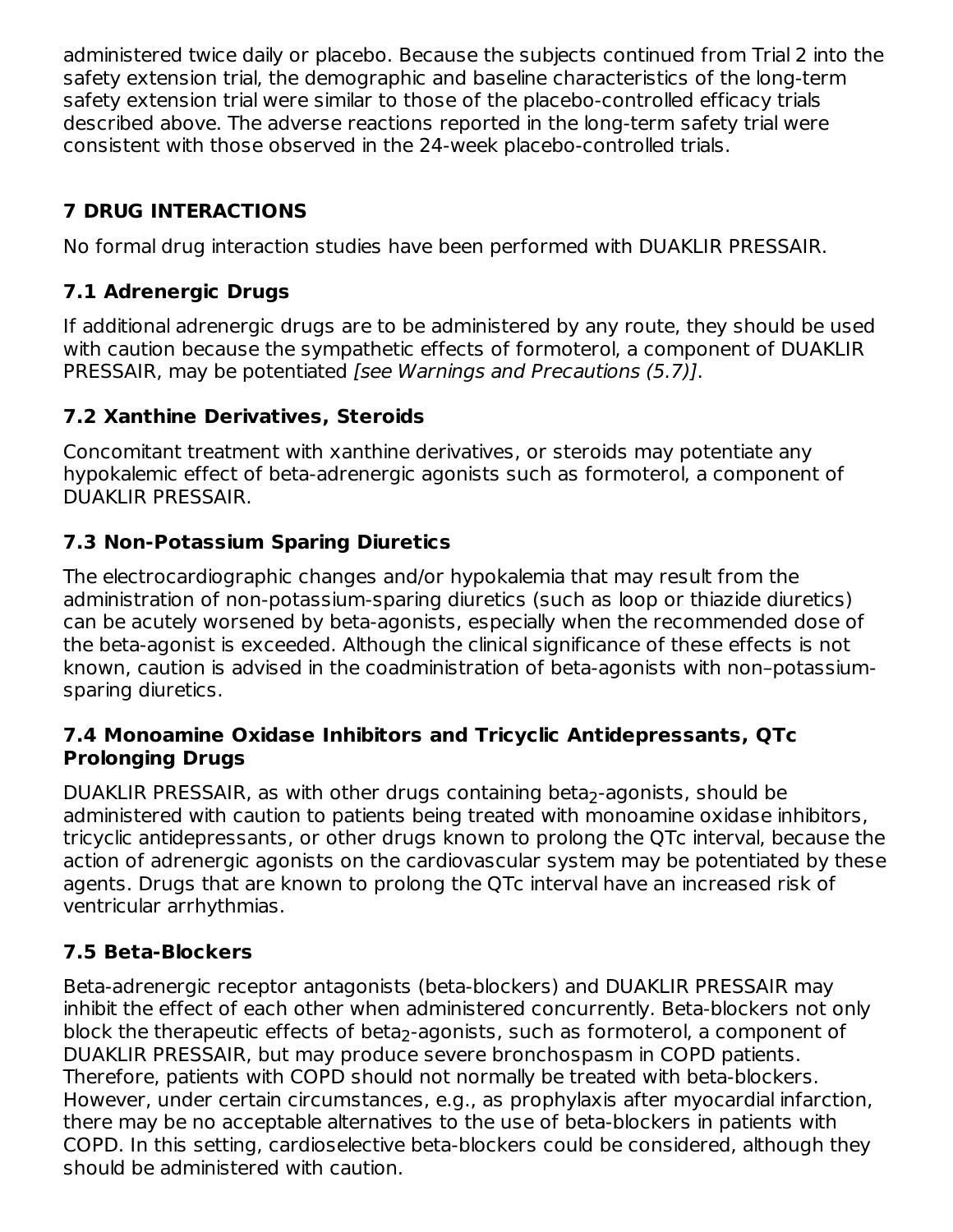administered twice daily or placebo. Because the subjects continued from Trial 2 into the safety extension trial, the demographic and baseline characteristics of the long-term safety extension trial were similar to those of the placebo-controlled efficacy trials described above. The adverse reactions reported in the long-term safety trial were consistent with those observed in the 24-week placebo-controlled trials.

## 7 DRUG INTERACTIONS

No formal drug interaction studies have been performed with DUAKLIR PRESSAIR.

### 7.1 Adrenergic Drugs

If additional adrenergic drugs are to be administered by any route, they should be used with caution because the sympathetic effects of formoterol, a component of DUAKLIR PRESSAIR, may be potentiated *[see Warnings and Precautions (5.7)]*.

### 7.2 Xanthine Derivatives, Steroids

Concomitant treatment with xanthine derivatives, or steroids may potentiate any hypokalemic effect of beta-adrenergic agonists such as formoterol, a component of DUAKLIR PRESSAIR.

### 7.3 Non-Potassium Sparing Diuretics

The electrocardiographic changes and/or hypokalemia that may result from the administration of non-potassium-sparing diuretics (such as loop or thiazide diuretics) can be acutely worsened by beta-agonists, especially when the recommended dose of the beta-agonist is exceeded. Although the clinical significance of these effects is not known, caution is advised in the coadministration of beta-agonists with non–potassium-sparing diuretics.

### 7.4 Monoamine Oxidase Inhibitors and Tricyclic Antidepressants, QTc Prolonging Drugs

DUAKLIR PRESSAIR, as with other drugs containing beta$_2$-agonists, should be administered with caution to patients being treated with monoamine oxidase inhibitors, tricyclic antidepressants, or other drugs known to prolong the QTc interval, because the action of adrenergic agonists on the cardiovascular system may be potentiated by these agents. Drugs that are known to prolong the QTc interval have an increased risk of ventricular arrhythmias.

### 7.5 Beta-Blockers

Beta-adrenergic receptor antagonists (beta-blockers) and DUAKLIR PRESSAIR may inhibit the effect of each other when administered concurrently. Beta-blockers not only block the therapeutic effects of beta$_2$-agonists, such as formoterol, a component of DUAKLIR PRESSAIR, but may produce severe bronchospasm in COPD patients. Therefore, patients with COPD should not normally be treated with beta-blockers. However, under certain circumstances, e.g., as prophylaxis after myocardial infarction, there may be no acceptable alternatives to the use of beta-blockers in patients with COPD. In this setting, cardioselective beta-blockers could be considered, although they should be administered with caution.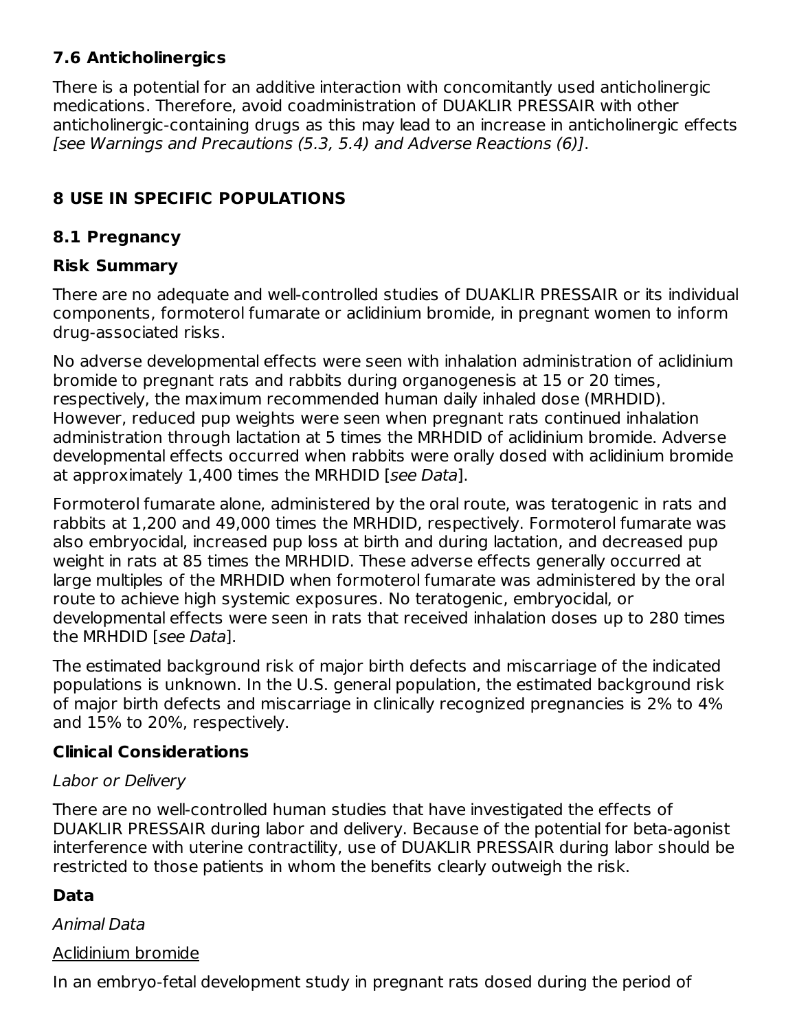### 7.6 Anticholinergics

There is a potential for an additive interaction with concomitantly used anticholinergic medications. Therefore, avoid coadministration of DUAKLIR PRESSAIR with other anticholinergic-containing drugs as this may lead to an increase in anticholinergic effects *[see Warnings and Precautions (5.3, 5.4) and Adverse Reactions (6)]*.

## 8 USE IN SPECIFIC POPULATIONS

### 8.1 Pregnancy

#### Risk Summary

There are no adequate and well-controlled studies of DUAKLIR PRESSAIR or its individual components, formoterol fumarate or aclidinium bromide, in pregnant women to inform drug-associated risks.

No adverse developmental effects were seen with inhalation administration of aclidinium bromide to pregnant rats and rabbits during organogenesis at 15 or 20 times, respectively, the maximum recommended human daily inhaled dose (MRHDID). However, reduced pup weights were seen when pregnant rats continued inhalation administration through lactation at 5 times the MRHDID of aclidinium bromide. Adverse developmental effects occurred when rabbits were orally dosed with aclidinium bromide at approximately 1,400 times the MRHDID [*see Data*].

Formoterol fumarate alone, administered by the oral route, was teratogenic in rats and rabbits at 1,200 and 49,000 times the MRHDID, respectively. Formoterol fumarate was also embryocidal, increased pup loss at birth and during lactation, and decreased pup weight in rats at 85 times the MRHDID. These adverse effects generally occurred at large multiples of the MRHDID when formoterol fumarate was administered by the oral route to achieve high systemic exposures. No teratogenic, embryocidal, or developmental effects were seen in rats that received inhalation doses up to 280 times the MRHDID [*see Data*].

The estimated background risk of major birth defects and miscarriage of the indicated populations is unknown. In the U.S. general population, the estimated background risk of major birth defects and miscarriage in clinically recognized pregnancies is 2% to 4% and 15% to 20%, respectively.

#### Clinical Considerations

*Labor or Delivery*

There are no well-controlled human studies that have investigated the effects of DUAKLIR PRESSAIR during labor and delivery. Because of the potential for beta-agonist interference with uterine contractility, use of DUAKLIR PRESSAIR during labor should be restricted to those patients in whom the benefits clearly outweigh the risk.

#### Data

*Animal Data*

Aclidinium bromide

In an embryo-fetal development study in pregnant rats dosed during the period of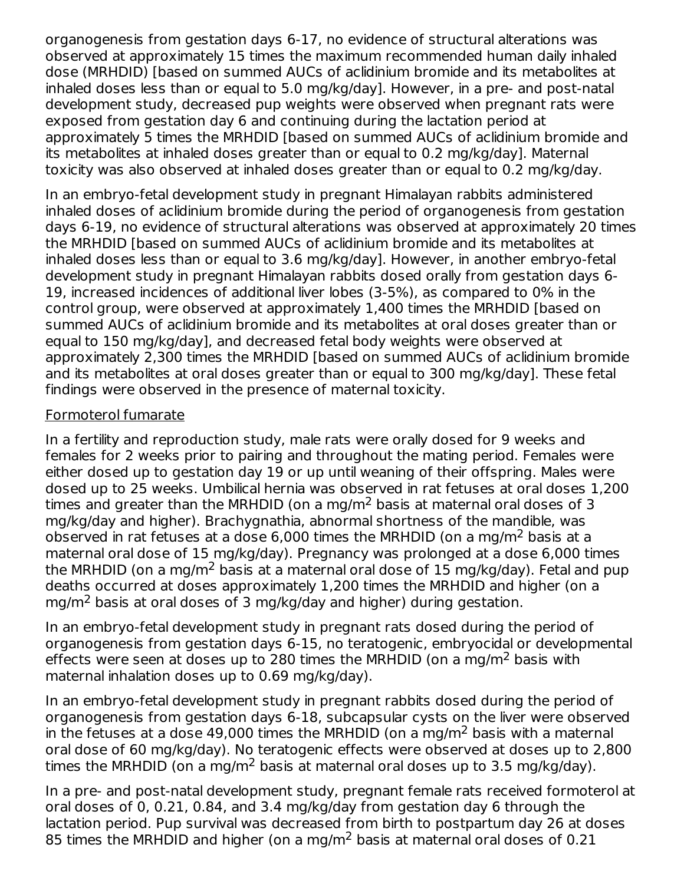organogenesis from gestation days 6-17, no evidence of structural alterations was observed at approximately 15 times the maximum recommended human daily inhaled dose (MRHDID) [based on summed AUCs of aclidinium bromide and its metabolites at inhaled doses less than or equal to 5.0 mg/kg/day]. However, in a pre- and post-natal development study, decreased pup weights were observed when pregnant rats were exposed from gestation day 6 and continuing during the lactation period at approximately 5 times the MRHDID [based on summed AUCs of aclidinium bromide and its metabolites at inhaled doses greater than or equal to 0.2 mg/kg/day]. Maternal toxicity was also observed at inhaled doses greater than or equal to 0.2 mg/kg/day.

In an embryo-fetal development study in pregnant Himalayan rabbits administered inhaled doses of aclidinium bromide during the period of organogenesis from gestation days 6-19, no evidence of structural alterations was observed at approximately 20 times the MRHDID [based on summed AUCs of aclidinium bromide and its metabolites at inhaled doses less than or equal to 3.6 mg/kg/day]. However, in another embryo-fetal development study in pregnant Himalayan rabbits dosed orally from gestation days 6-19, increased incidences of additional liver lobes (3-5%), as compared to 0% in the control group, were observed at approximately 1,400 times the MRHDID [based on summed AUCs of aclidinium bromide and its metabolites at oral doses greater than or equal to 150 mg/kg/day], and decreased fetal body weights were observed at approximately 2,300 times the MRHDID [based on summed AUCs of aclidinium bromide and its metabolites at oral doses greater than or equal to 300 mg/kg/day]. These fetal findings were observed in the presence of maternal toxicity.

Formoterol fumarate

In a fertility and reproduction study, male rats were orally dosed for 9 weeks and females for 2 weeks prior to pairing and throughout the mating period. Females were either dosed up to gestation day 19 or up until weaning of their offspring. Males were dosed up to 25 weeks. Umbilical hernia was observed in rat fetuses at oral doses 1,200 times and greater than the MRHDID (on a mg/m$^2$ basis at maternal oral doses of 3 mg/kg/day and higher). Brachygnathia, abnormal shortness of the mandible, was observed in rat fetuses at a dose 6,000 times the MRHDID (on a mg/m$^2$ basis at a maternal oral dose of 15 mg/kg/day). Pregnancy was prolonged at a dose 6,000 times the MRHDID (on a mg/m$^2$ basis at a maternal oral dose of 15 mg/kg/day). Fetal and pup deaths occurred at doses approximately 1,200 times the MRHDID and higher (on a mg/m$^2$ basis at oral doses of 3 mg/kg/day and higher) during gestation.

In an embryo-fetal development study in pregnant rats dosed during the period of organogenesis from gestation days 6-15, no teratogenic, embryocidal or developmental effects were seen at doses up to 280 times the MRHDID (on a mg/m$^2$ basis with maternal inhalation doses up to 0.69 mg/kg/day).

In an embryo-fetal development study in pregnant rabbits dosed during the period of organogenesis from gestation days 6-18, subcapsular cysts on the liver were observed in the fetuses at a dose 49,000 times the MRHDID (on a mg/m$^2$ basis with a maternal oral dose of 60 mg/kg/day). No teratogenic effects were observed at doses up to 2,800 times the MRHDID (on a mg/m$^2$ basis at maternal oral doses up to 3.5 mg/kg/day).

In a pre- and post-natal development study, pregnant female rats received formoterol at oral doses of 0, 0.21, 0.84, and 3.4 mg/kg/day from gestation day 6 through the lactation period. Pup survival was decreased from birth to postpartum day 26 at doses 85 times the MRHDID and higher (on a mg/m$^2$ basis at maternal oral doses of 0.21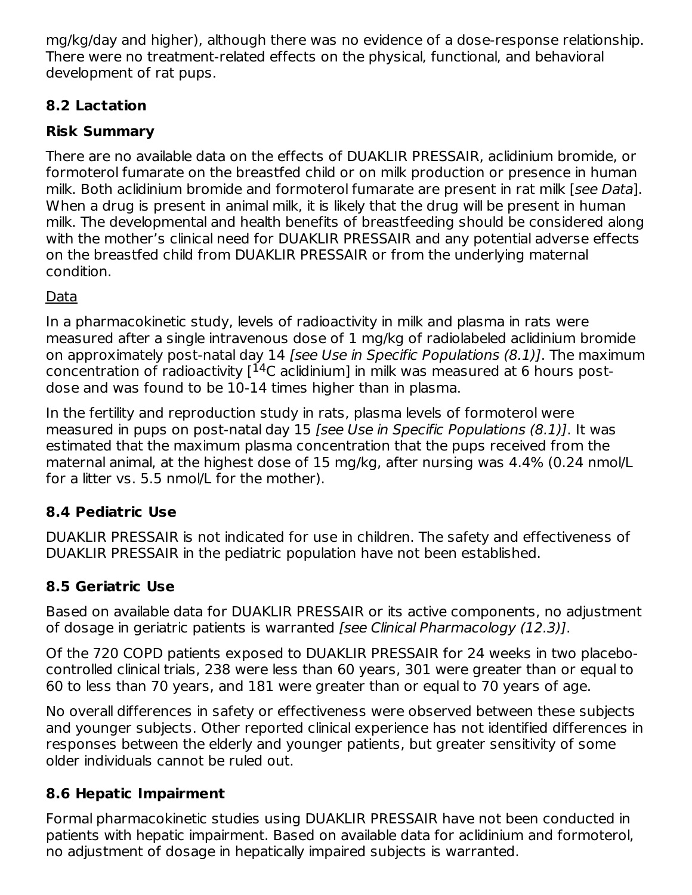mg/kg/day and higher), although there was no evidence of a dose-response relationship. There were no treatment-related effects on the physical, functional, and behavioral development of rat pups.

## 8.2 Lactation

### Risk Summary

There are no available data on the effects of DUAKLIR PRESSAIR, aclidinium bromide, or formoterol fumarate on the breastfed child or on milk production or presence in human milk. Both aclidinium bromide and formoterol fumarate are present in rat milk [*see Data*]. When a drug is present in animal milk, it is likely that the drug will be present in human milk. The developmental and health benefits of breastfeeding should be considered along with the mother's clinical need for DUAKLIR PRESSAIR and any potential adverse effects on the breastfed child from DUAKLIR PRESSAIR or from the underlying maternal condition.

<u>Data</u>

In a pharmacokinetic study, levels of radioactivity in milk and plasma in rats were measured after a single intravenous dose of 1 mg/kg of radiolabeled aclidinium bromide on approximately post-natal day 14 *[see Use in Specific Populations (8.1)]*. The maximum concentration of radioactivity [$^{14}$C aclidinium] in milk was measured at 6 hours post-dose and was found to be 10-14 times higher than in plasma.

In the fertility and reproduction study in rats, plasma levels of formoterol were measured in pups on post-natal day 15 *[see Use in Specific Populations (8.1)]*. It was estimated that the maximum plasma concentration that the pups received from the maternal animal, at the highest dose of 15 mg/kg, after nursing was 4.4% (0.24 nmol/L for a litter vs. 5.5 nmol/L for the mother).

## 8.4 Pediatric Use

DUAKLIR PRESSAIR is not indicated for use in children. The safety and effectiveness of DUAKLIR PRESSAIR in the pediatric population have not been established.

## 8.5 Geriatric Use

Based on available data for DUAKLIR PRESSAIR or its active components, no adjustment of dosage in geriatric patients is warranted *[see Clinical Pharmacology (12.3)]*.

Of the 720 COPD patients exposed to DUAKLIR PRESSAIR for 24 weeks in two placebo-controlled clinical trials, 238 were less than 60 years, 301 were greater than or equal to 60 to less than 70 years, and 181 were greater than or equal to 70 years of age.

No overall differences in safety or effectiveness were observed between these subjects and younger subjects. Other reported clinical experience has not identified differences in responses between the elderly and younger patients, but greater sensitivity of some older individuals cannot be ruled out.

## 8.6 Hepatic Impairment

Formal pharmacokinetic studies using DUAKLIR PRESSAIR have not been conducted in patients with hepatic impairment. Based on available data for aclidinium and formoterol, no adjustment of dosage in hepatically impaired subjects is warranted.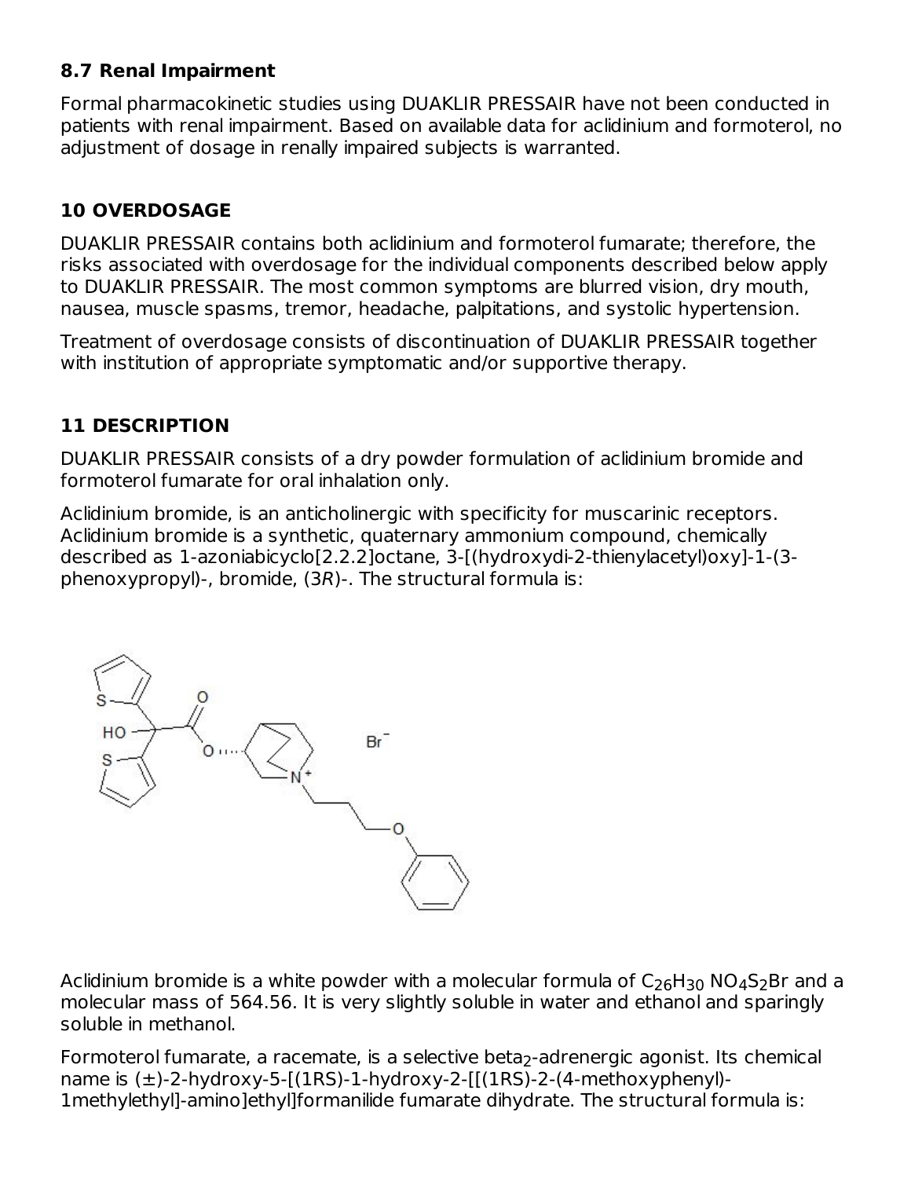### 8.7 Renal Impairment

Formal pharmacokinetic studies using DUAKLIR PRESSAIR have not been conducted in patients with renal impairment. Based on available data for aclidinium and formoterol, no adjustment of dosage in renally impaired subjects is warranted.

## 10 OVERDOSAGE

DUAKLIR PRESSAIR contains both aclidinium and formoterol fumarate; therefore, the risks associated with overdosage for the individual components described below apply to DUAKLIR PRESSAIR. The most common symptoms are blurred vision, dry mouth, nausea, muscle spasms, tremor, headache, palpitations, and systolic hypertension.

Treatment of overdosage consists of discontinuation of DUAKLIR PRESSAIR together with institution of appropriate symptomatic and/or supportive therapy.

## 11 DESCRIPTION

DUAKLIR PRESSAIR consists of a dry powder formulation of aclidinium bromide and formoterol fumarate for oral inhalation only.

Aclidinium bromide, is an anticholinergic with specificity for muscarinic receptors. Aclidinium bromide is a synthetic, quaternary ammonium compound, chemically described as 1-azoniabicyclo[2.2.2]octane, 3-[(hydroxydi-2-thienylacetyl)oxy]-1-(3-phenoxypropyl)-, bromide, (3*R*)-. The structural formula is:

Aclidinium bromide is a white powder with a molecular formula of $C_{26}H_{30}NO_4S_2Br$ and a molecular mass of 564.56. It is very slightly soluble in water and ethanol and sparingly soluble in methanol.

Formoterol fumarate, a racemate, is a selective beta$_2$-adrenergic agonist. Its chemical name is (±)-2-hydroxy-5-[(1RS)-1-hydroxy-2-[[(1RS)-2-(4-methoxyphenyl)-1methylethyl]-amino]ethyl]formanilide fumarate dihydrate. The structural formula is: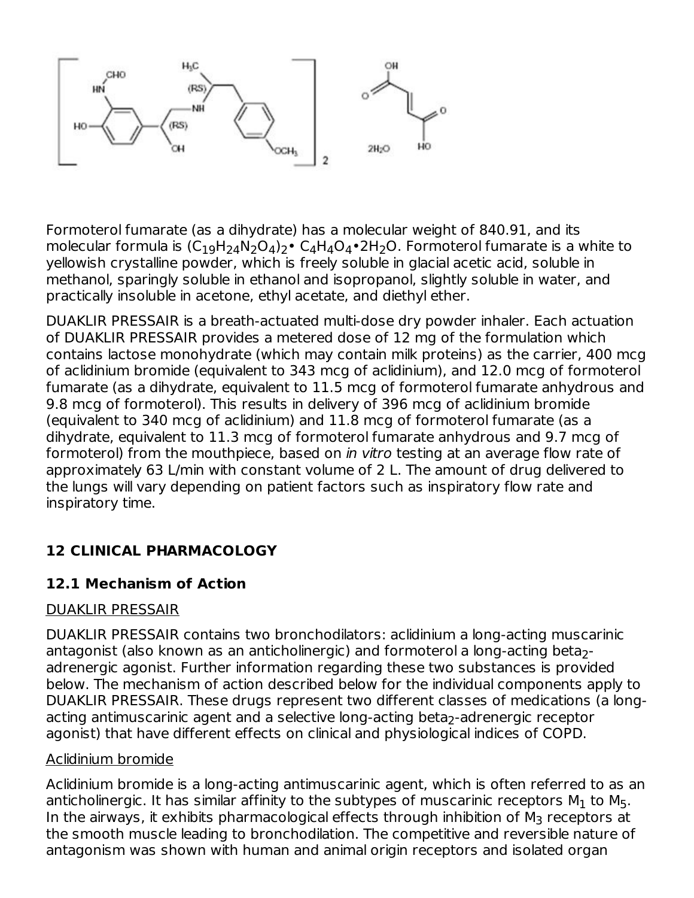Formoterol fumarate (as a dihydrate) has a molecular weight of 840.91, and its molecular formula is $(C_{19}H_{24}N_2O_4)_2$• $C_4H_4O_4$•$2H_2O$. Formoterol fumarate is a white to yellowish crystalline powder, which is freely soluble in glacial acetic acid, soluble in methanol, sparingly soluble in ethanol and isopropanol, slightly soluble in water, and practically insoluble in acetone, ethyl acetate, and diethyl ether.

DUAKLIR PRESSAIR is a breath-actuated multi-dose dry powder inhaler. Each actuation of DUAKLIR PRESSAIR provides a metered dose of 12 mg of the formulation which contains lactose monohydrate (which may contain milk proteins) as the carrier, 400 mcg of aclidinium bromide (equivalent to 343 mcg of aclidinium), and 12.0 mcg of formoterol fumarate (as a dihydrate, equivalent to 11.5 mcg of formoterol fumarate anhydrous and 9.8 mcg of formoterol). This results in delivery of 396 mcg of aclidinium bromide (equivalent to 340 mcg of aclidinium) and 11.8 mcg of formoterol fumarate (as a dihydrate, equivalent to 11.3 mcg of formoterol fumarate anhydrous and 9.7 mcg of formoterol) from the mouthpiece, based on *in vitro* testing at an average flow rate of approximately 63 L/min with constant volume of 2 L. The amount of drug delivered to the lungs will vary depending on patient factors such as inspiratory flow rate and inspiratory time.

## 12 CLINICAL PHARMACOLOGY

### 12.1 Mechanism of Action

DUAKLIR PRESSAIR

DUAKLIR PRESSAIR contains two bronchodilators: aclidinium a long-acting muscarinic antagonist (also known as an anticholinergic) and formoterol a long-acting beta$_2$-adrenergic agonist. Further information regarding these two substances is provided below. The mechanism of action described below for the individual components apply to DUAKLIR PRESSAIR. These drugs represent two different classes of medications (a long-acting antimuscarinic agent and a selective long-acting beta$_2$-adrenergic receptor agonist) that have different effects on clinical and physiological indices of COPD.

Aclidinium bromide

Aclidinium bromide is a long-acting antimuscarinic agent, which is often referred to as an anticholinergic. It has similar affinity to the subtypes of muscarinic receptors $M_1$ to $M_5$. In the airways, it exhibits pharmacological effects through inhibition of $M_3$ receptors at the smooth muscle leading to bronchodilation. The competitive and reversible nature of antagonism was shown with human and animal origin receptors and isolated organ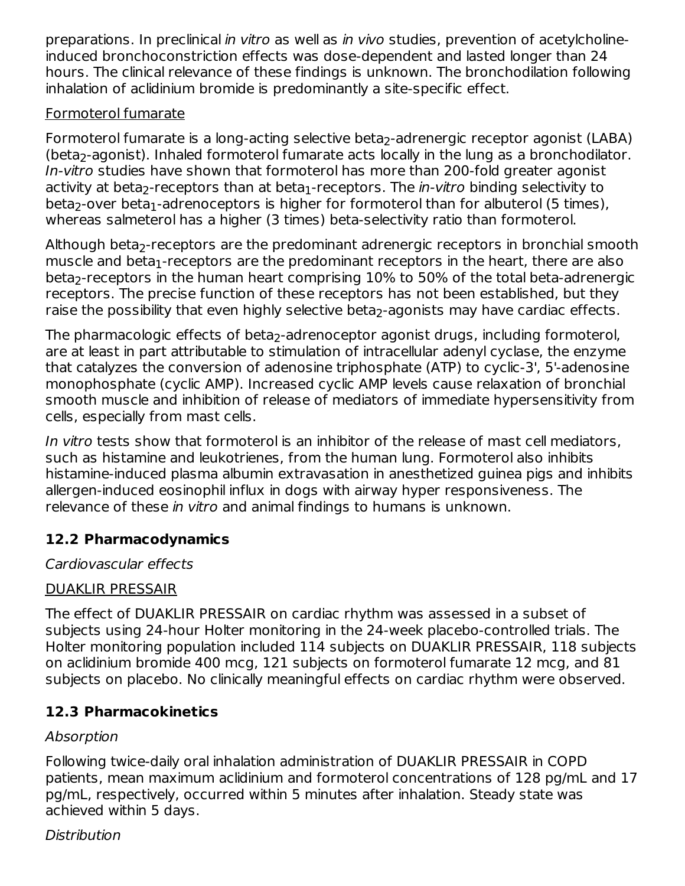preparations. In preclinical *in vitro* as well as *in vivo* studies, prevention of acetylcholine-induced bronchoconstriction effects was dose-dependent and lasted longer than 24 hours. The clinical relevance of these findings is unknown. The bronchodilation following inhalation of aclidinium bromide is predominantly a site-specific effect.

<u>Formoterol fumarate</u>

Formoterol fumarate is a long-acting selective beta$_2$-adrenergic receptor agonist (LABA) (beta$_2$-agonist). Inhaled formoterol fumarate acts locally in the lung as a bronchodilator. *In-vitro* studies have shown that formoterol has more than 200-fold greater agonist activity at beta$_2$-receptors than at beta$_1$-receptors. The *in-vitro* binding selectivity to beta$_2$-over beta$_1$-adrenoceptors is higher for formoterol than for albuterol (5 times), whereas salmeterol has a higher (3 times) beta-selectivity ratio than formoterol.

Although beta$_2$-receptors are the predominant adrenergic receptors in bronchial smooth muscle and beta$_1$-receptors are the predominant receptors in the heart, there are also beta$_2$-receptors in the human heart comprising 10% to 50% of the total beta-adrenergic receptors. The precise function of these receptors has not been established, but they raise the possibility that even highly selective beta$_2$-agonists may have cardiac effects.

The pharmacologic effects of beta$_2$-adrenoceptor agonist drugs, including formoterol, are at least in part attributable to stimulation of intracellular adenyl cyclase, the enzyme that catalyzes the conversion of adenosine triphosphate (ATP) to cyclic-3', 5'-adenosine monophosphate (cyclic AMP). Increased cyclic AMP levels cause relaxation of bronchial smooth muscle and inhibition of release of mediators of immediate hypersensitivity from cells, especially from mast cells.

*In vitro* tests show that formoterol is an inhibitor of the release of mast cell mediators, such as histamine and leukotrienes, from the human lung. Formoterol also inhibits histamine-induced plasma albumin extravasation in anesthetized guinea pigs and inhibits allergen-induced eosinophil influx in dogs with airway hyper responsiveness. The relevance of these *in vitro* and animal findings to humans is unknown.

## 12.2 Pharmacodynamics

*Cardiovascular effects*

<u>DUAKLIR PRESSAIR</u>

The effect of DUAKLIR PRESSAIR on cardiac rhythm was assessed in a subset of subjects using 24-hour Holter monitoring in the 24-week placebo-controlled trials. The Holter monitoring population included 114 subjects on DUAKLIR PRESSAIR, 118 subjects on aclidinium bromide 400 mcg, 121 subjects on formoterol fumarate 12 mcg, and 81 subjects on placebo. No clinically meaningful effects on cardiac rhythm were observed.

## 12.3 Pharmacokinetics

*Absorption*

Following twice-daily oral inhalation administration of DUAKLIR PRESSAIR in COPD patients, mean maximum aclidinium and formoterol concentrations of 128 pg/mL and 17 pg/mL, respectively, occurred within 5 minutes after inhalation. Steady state was achieved within 5 days.

*Distribution*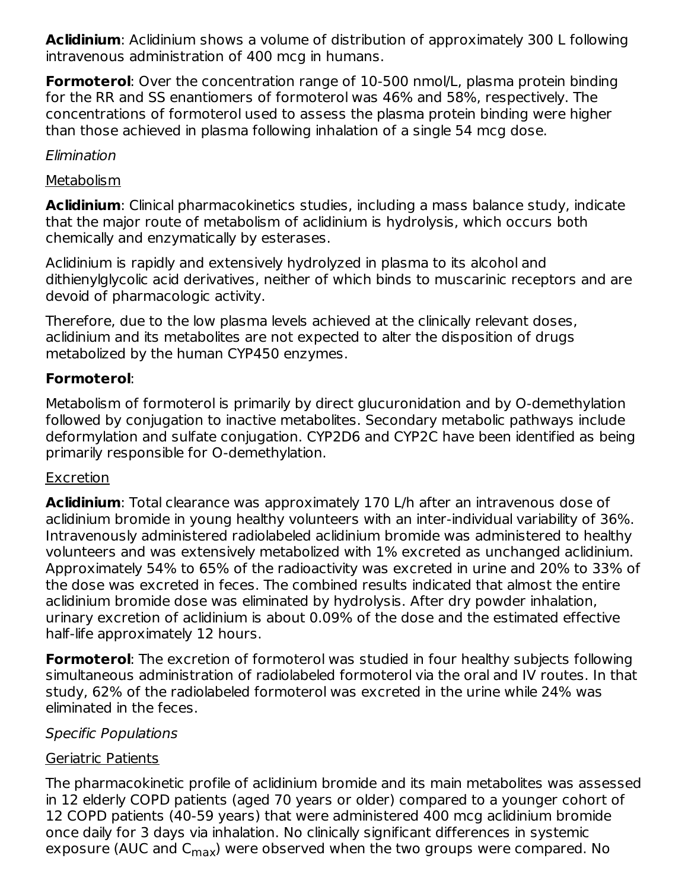**Aclidinium**: Aclidinium shows a volume of distribution of approximately 300 L following intravenous administration of 400 mcg in humans.

**Formoterol**: Over the concentration range of 10-500 nmol/L, plasma protein binding for the RR and SS enantiomers of formoterol was 46% and 58%, respectively. The concentrations of formoterol used to assess the plasma protein binding were higher than those achieved in plasma following inhalation of a single 54 mcg dose.

*Elimination*

Metabolism

**Aclidinium**: Clinical pharmacokinetics studies, including a mass balance study, indicate that the major route of metabolism of aclidinium is hydrolysis, which occurs both chemically and enzymatically by esterases.

Aclidinium is rapidly and extensively hydrolyzed in plasma to its alcohol and dithienylglycolic acid derivatives, neither of which binds to muscarinic receptors and are devoid of pharmacologic activity.

Therefore, due to the low plasma levels achieved at the clinically relevant doses, aclidinium and its metabolites are not expected to alter the disposition of drugs metabolized by the human CYP450 enzymes.

**Formoterol**:

Metabolism of formoterol is primarily by direct glucuronidation and by O-demethylation followed by conjugation to inactive metabolites. Secondary metabolic pathways include deformylation and sulfate conjugation. CYP2D6 and CYP2C have been identified as being primarily responsible for O-demethylation.

Excretion

**Aclidinium**: Total clearance was approximately 170 L/h after an intravenous dose of aclidinium bromide in young healthy volunteers with an inter-individual variability of 36%. Intravenously administered radiolabeled aclidinium bromide was administered to healthy volunteers and was extensively metabolized with 1% excreted as unchanged aclidinium. Approximately 54% to 65% of the radioactivity was excreted in urine and 20% to 33% of the dose was excreted in feces. The combined results indicated that almost the entire aclidinium bromide dose was eliminated by hydrolysis. After dry powder inhalation, urinary excretion of aclidinium is about 0.09% of the dose and the estimated effective half-life approximately 12 hours.

**Formoterol**: The excretion of formoterol was studied in four healthy subjects following simultaneous administration of radiolabeled formoterol via the oral and IV routes. In that study, 62% of the radiolabeled formoterol was excreted in the urine while 24% was eliminated in the feces.

*Specific Populations*

Geriatric Patients

The pharmacokinetic profile of aclidinium bromide and its main metabolites was assessed in 12 elderly COPD patients (aged 70 years or older) compared to a younger cohort of 12 COPD patients (40-59 years) that were administered 400 mcg aclidinium bromide once daily for 3 days via inhalation. No clinically significant differences in systemic exposure (AUC and $C_{max}$) were observed when the two groups were compared. No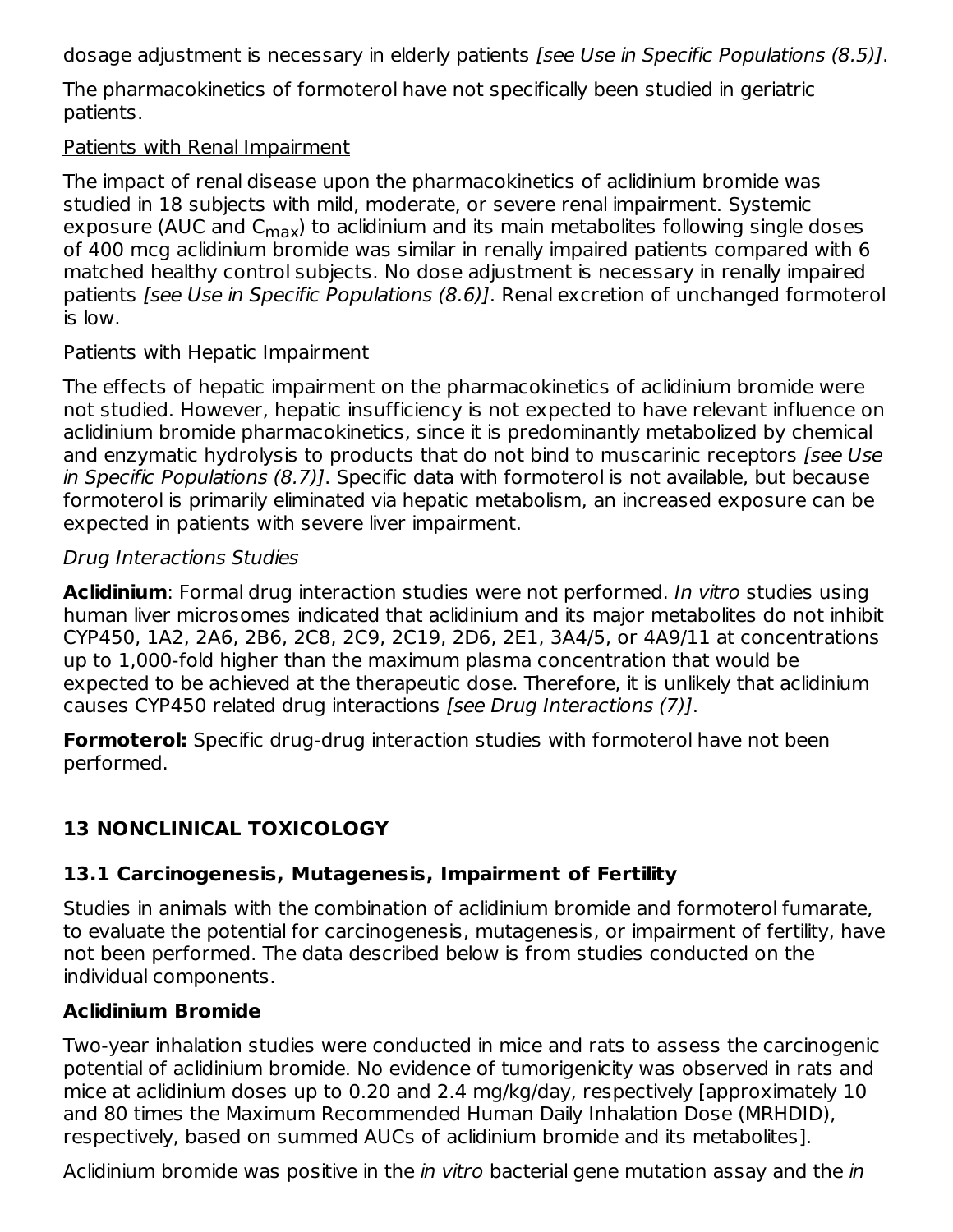dosage adjustment is necessary in elderly patients *[see Use in Specific Populations (8.5)]*.

The pharmacokinetics of formoterol have not specifically been studied in geriatric patients.

Patients with Renal Impairment

The impact of renal disease upon the pharmacokinetics of aclidinium bromide was studied in 18 subjects with mild, moderate, or severe renal impairment. Systemic exposure (AUC and $C_{max}$) to aclidinium and its main metabolites following single doses of 400 mcg aclidinium bromide was similar in renally impaired patients compared with 6 matched healthy control subjects. No dose adjustment is necessary in renally impaired patients *[see Use in Specific Populations (8.6)]*. Renal excretion of unchanged formoterol is low.

Patients with Hepatic Impairment

The effects of hepatic impairment on the pharmacokinetics of aclidinium bromide were not studied. However, hepatic insufficiency is not expected to have relevant influence on aclidinium bromide pharmacokinetics, since it is predominantly metabolized by chemical and enzymatic hydrolysis to products that do not bind to muscarinic receptors *[see Use in Specific Populations (8.7)]*. Specific data with formoterol is not available, but because formoterol is primarily eliminated via hepatic metabolism, an increased exposure can be expected in patients with severe liver impairment.

*Drug Interactions Studies*

**Aclidinium**: Formal drug interaction studies were not performed. *In vitro* studies using human liver microsomes indicated that aclidinium and its major metabolites do not inhibit CYP450, 1A2, 2A6, 2B6, 2C8, 2C9, 2C19, 2D6, 2E1, 3A4/5, or 4A9/11 at concentrations up to 1,000-fold higher than the maximum plasma concentration that would be expected to be achieved at the therapeutic dose. Therefore, it is unlikely that aclidinium causes CYP450 related drug interactions *[see Drug Interactions (7)]*.

**Formoterol:** Specific drug-drug interaction studies with formoterol have not been performed.

## 13 NONCLINICAL TOXICOLOGY

### 13.1 Carcinogenesis, Mutagenesis, Impairment of Fertility

Studies in animals with the combination of aclidinium bromide and formoterol fumarate, to evaluate the potential for carcinogenesis, mutagenesis, or impairment of fertility, have not been performed. The data described below is from studies conducted on the individual components.

**Aclidinium Bromide**

Two-year inhalation studies were conducted in mice and rats to assess the carcinogenic potential of aclidinium bromide. No evidence of tumorigenicity was observed in rats and mice at aclidinium doses up to 0.20 and 2.4 mg/kg/day, respectively [approximately 10 and 80 times the Maximum Recommended Human Daily Inhalation Dose (MRHDID), respectively, based on summed AUCs of aclidinium bromide and its metabolites].

Aclidinium bromide was positive in the *in vitro* bacterial gene mutation assay and the *in*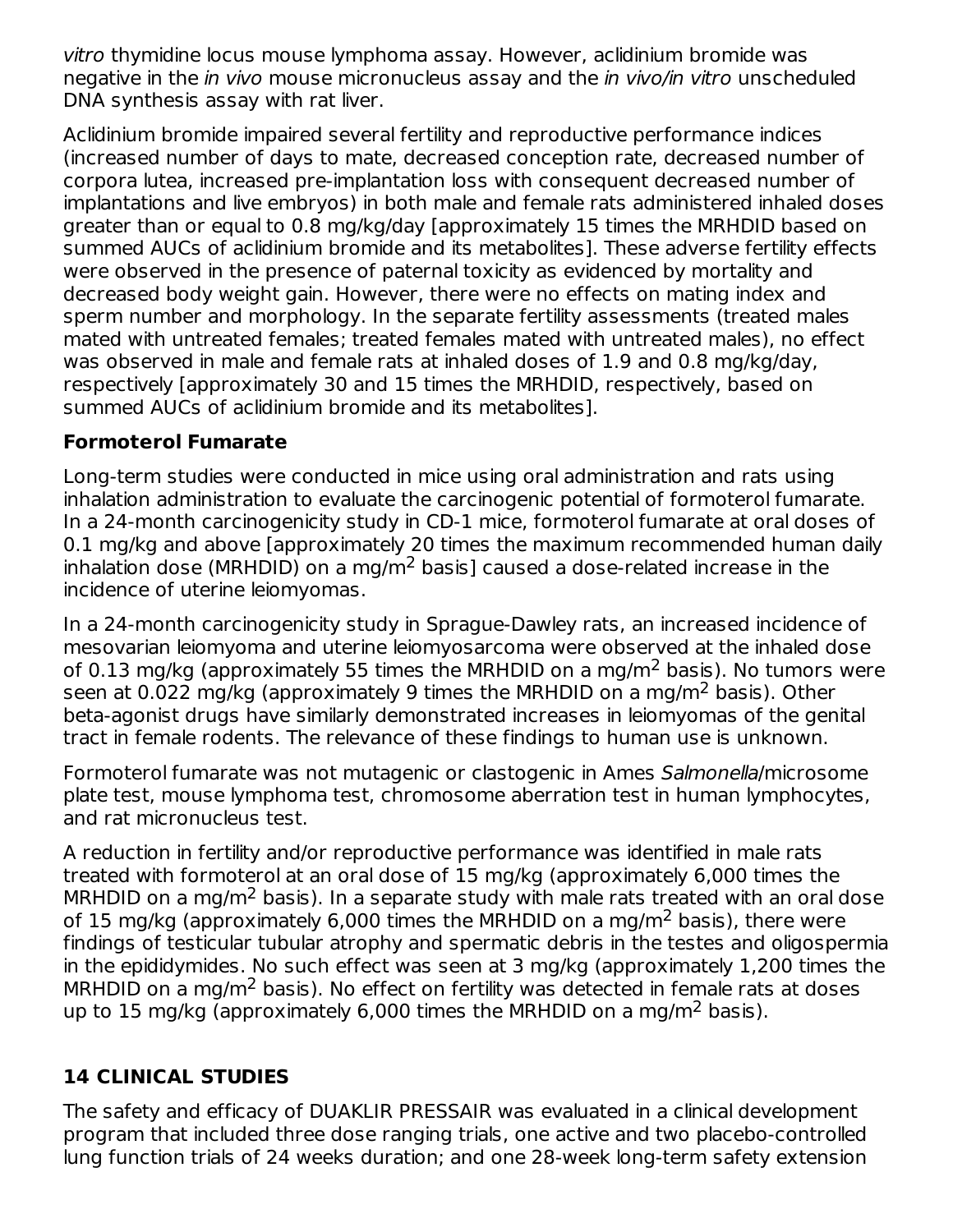*vitro* thymidine locus mouse lymphoma assay. However, aclidinium bromide was negative in the *in vivo* mouse micronucleus assay and the *in vivo/in vitro* unscheduled DNA synthesis assay with rat liver.

Aclidinium bromide impaired several fertility and reproductive performance indices (increased number of days to mate, decreased conception rate, decreased number of corpora lutea, increased pre-implantation loss with consequent decreased number of implantations and live embryos) in both male and female rats administered inhaled doses greater than or equal to 0.8 mg/kg/day [approximately 15 times the MRHDID based on summed AUCs of aclidinium bromide and its metabolites]. These adverse fertility effects were observed in the presence of paternal toxicity as evidenced by mortality and decreased body weight gain. However, there were no effects on mating index and sperm number and morphology. In the separate fertility assessments (treated males mated with untreated females; treated females mated with untreated males), no effect was observed in male and female rats at inhaled doses of 1.9 and 0.8 mg/kg/day, respectively [approximately 30 and 15 times the MRHDID, respectively, based on summed AUCs of aclidinium bromide and its metabolites].

**Formoterol Fumarate**

Long-term studies were conducted in mice using oral administration and rats using inhalation administration to evaluate the carcinogenic potential of formoterol fumarate. In a 24-month carcinogenicity study in CD-1 mice, formoterol fumarate at oral doses of 0.1 mg/kg and above [approximately 20 times the maximum recommended human daily inhalation dose (MRHDID) on a mg/m$^2$ basis] caused a dose-related increase in the incidence of uterine leiomyomas.

In a 24-month carcinogenicity study in Sprague-Dawley rats, an increased incidence of mesovarian leiomyoma and uterine leiomyosarcoma were observed at the inhaled dose of 0.13 mg/kg (approximately 55 times the MRHDID on a mg/m$^2$ basis). No tumors were seen at 0.022 mg/kg (approximately 9 times the MRHDID on a mg/m$^2$ basis). Other beta-agonist drugs have similarly demonstrated increases in leiomyomas of the genital tract in female rodents. The relevance of these findings to human use is unknown.

Formoterol fumarate was not mutagenic or clastogenic in Ames *Salmonella*/microsome plate test, mouse lymphoma test, chromosome aberration test in human lymphocytes, and rat micronucleus test.

A reduction in fertility and/or reproductive performance was identified in male rats treated with formoterol at an oral dose of 15 mg/kg (approximately 6,000 times the MRHDID on a mg/m$^2$ basis). In a separate study with male rats treated with an oral dose of 15 mg/kg (approximately 6,000 times the MRHDID on a mg/m$^2$ basis), there were findings of testicular tubular atrophy and spermatic debris in the testes and oligospermia in the epididymides. No such effect was seen at 3 mg/kg (approximately 1,200 times the MRHDID on a mg/m$^2$ basis). No effect on fertility was detected in female rats at doses up to 15 mg/kg (approximately 6,000 times the MRHDID on a mg/m$^2$ basis).

## 14 CLINICAL STUDIES

The safety and efficacy of DUAKLIR PRESSAIR was evaluated in a clinical development program that included three dose ranging trials, one active and two placebo-controlled lung function trials of 24 weeks duration; and one 28-week long-term safety extension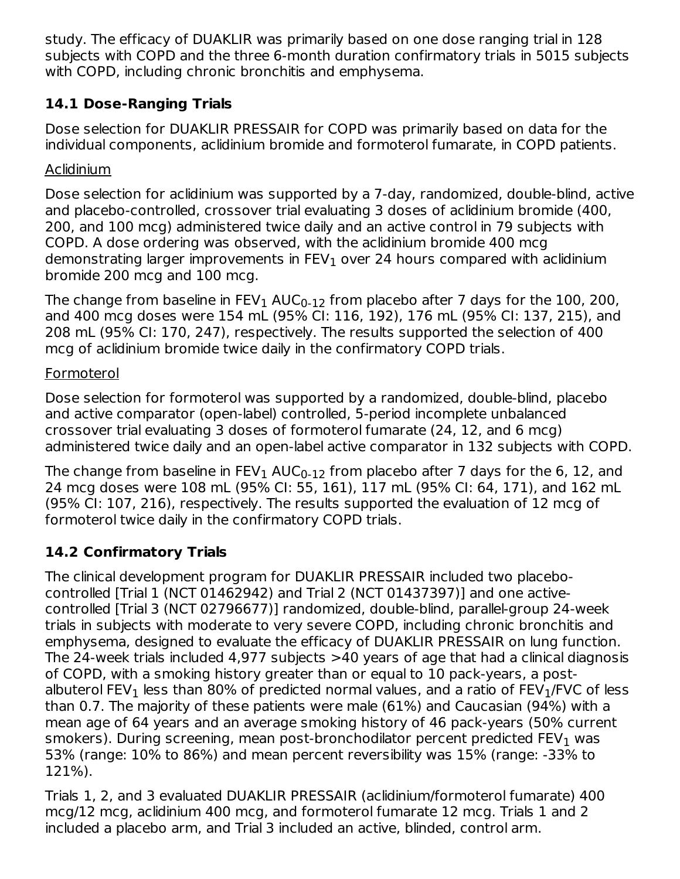study. The efficacy of DUAKLIR was primarily based on one dose ranging trial in 128 subjects with COPD and the three 6-month duration confirmatory trials in 5015 subjects with COPD, including chronic bronchitis and emphysema.

## 14.1 Dose-Ranging Trials

Dose selection for DUAKLIR PRESSAIR for COPD was primarily based on data for the individual components, aclidinium bromide and formoterol fumarate, in COPD patients.

Aclidinium

Dose selection for aclidinium was supported by a 7-day, randomized, double-blind, active and placebo-controlled, crossover trial evaluating 3 doses of aclidinium bromide (400, 200, and 100 mcg) administered twice daily and an active control in 79 subjects with COPD. A dose ordering was observed, with the aclidinium bromide 400 mcg demonstrating larger improvements in $FEV_1$ over 24 hours compared with aclidinium bromide 200 mcg and 100 mcg.

The change from baseline in $FEV_1$ $AUC_{0-12}$ from placebo after 7 days for the 100, 200, and 400 mcg doses were 154 mL (95% CI: 116, 192), 176 mL (95% CI: 137, 215), and 208 mL (95% CI: 170, 247), respectively. The results supported the selection of 400 mcg of aclidinium bromide twice daily in the confirmatory COPD trials.

Formoterol

Dose selection for formoterol was supported by a randomized, double-blind, placebo and active comparator (open-label) controlled, 5-period incomplete unbalanced crossover trial evaluating 3 doses of formoterol fumarate (24, 12, and 6 mcg) administered twice daily and an open-label active comparator in 132 subjects with COPD.

The change from baseline in $FEV_1$ $AUC_{0-12}$ from placebo after 7 days for the 6, 12, and 24 mcg doses were 108 mL (95% CI: 55, 161), 117 mL (95% CI: 64, 171), and 162 mL (95% CI: 107, 216), respectively. The results supported the evaluation of 12 mcg of formoterol twice daily in the confirmatory COPD trials.

## 14.2 Confirmatory Trials

The clinical development program for DUAKLIR PRESSAIR included two placebo-controlled [Trial 1 (NCT 01462942) and Trial 2 (NCT 01437397)] and one active-controlled [Trial 3 (NCT 02796677)] randomized, double-blind, parallel-group 24-week trials in subjects with moderate to very severe COPD, including chronic bronchitis and emphysema, designed to evaluate the efficacy of DUAKLIR PRESSAIR on lung function. The 24-week trials included 4,977 subjects >40 years of age that had a clinical diagnosis of COPD, with a smoking history greater than or equal to 10 pack-years, a post-albuterol $FEV_1$ less than 80% of predicted normal values, and a ratio of $FEV_1$/FVC of less than 0.7. The majority of these patients were male (61%) and Caucasian (94%) with a mean age of 64 years and an average smoking history of 46 pack-years (50% current smokers). During screening, mean post-bronchodilator percent predicted $FEV_1$ was 53% (range: 10% to 86%) and mean percent reversibility was 15% (range: -33% to 121%).

Trials 1, 2, and 3 evaluated DUAKLIR PRESSAIR (aclidinium/formoterol fumarate) 400 mcg/12 mcg, aclidinium 400 mcg, and formoterol fumarate 12 mcg. Trials 1 and 2 included a placebo arm, and Trial 3 included an active, blinded, control arm.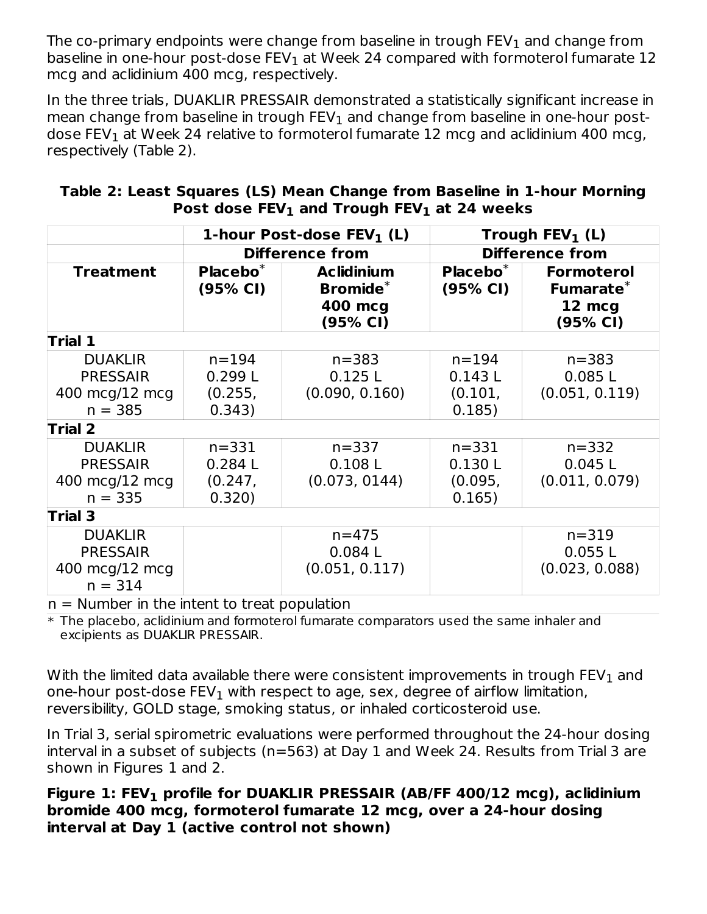The co-primary endpoints were change from baseline in trough $FEV_1$ and change from baseline in one-hour post-dose $FEV_1$ at Week 24 compared with formoterol fumarate 12 mcg and aclidinium 400 mcg, respectively.

In the three trials, DUAKLIR PRESSAIR demonstrated a statistically significant increase in mean change from baseline in trough $FEV_1$ and change from baseline in one-hour post-dose $FEV_1$ at Week 24 relative to formoterol fumarate 12 mcg and aclidinium 400 mcg, respectively (Table 2).

**Table 2: Least Squares (LS) Mean Change from Baseline in 1-hour Morning Post dose $FEV_1$ and Trough $FEV_1$ at 24 weeks**

| | 1-hour Post-dose $FEV_1$ (L) | | Trough $FEV_1$ (L) | |
|---|---|---|---|---|
| | Difference from | | Difference from | |
| **Treatment** | **Placebo* (95% CI)** | **Aclidinium Bromide* 400 mcg (95% CI)** | **Placebo* (95% CI)** | **Formoterol Fumarate* 12 mcg (95% CI)** |
| **Trial 1** | | | | |
| DUAKLIR PRESSAIR 400 mcg/12 mcg n = 385 | n=194 0.299 L (0.255, 0.343) | n=383 0.125 L (0.090, 0.160) | n=194 0.143 L (0.101, 0.185) | n=383 0.085 L (0.051, 0.119) |
| **Trial 2** | | | | |
| DUAKLIR PRESSAIR 400 mcg/12 mcg n = 335 | n=331 0.284 L (0.247, 0.320) | n=337 0.108 L (0.073, 0144) | n=331 0.130 L (0.095, 0.165) | n=332 0.045 L (0.011, 0.079) |
| **Trial 3** | | | | |
| DUAKLIR PRESSAIR 400 mcg/12 mcg n = 314 | | n=475 0.084 L (0.051, 0.117) | | n=319 0.055 L (0.023, 0.088) |

n = Number in the intent to treat population

\* The placebo, aclidinium and formoterol fumarate comparators used the same inhaler and excipients as DUAKLIR PRESSAIR.

With the limited data available there were consistent improvements in trough $FEV_1$ and one-hour post-dose $FEV_1$ with respect to age, sex, degree of airflow limitation, reversibility, GOLD stage, smoking status, or inhaled corticosteroid use.

In Trial 3, serial spirometric evaluations were performed throughout the 24-hour dosing interval in a subset of subjects (n=563) at Day 1 and Week 24. Results from Trial 3 are shown in Figures 1 and 2.

**Figure 1: $FEV_1$ profile for DUAKLIR PRESSAIR (AB/FF 400/12 mcg), aclidinium bromide 400 mcg, formoterol fumarate 12 mcg, over a 24-hour dosing interval at Day 1 (active control not shown)**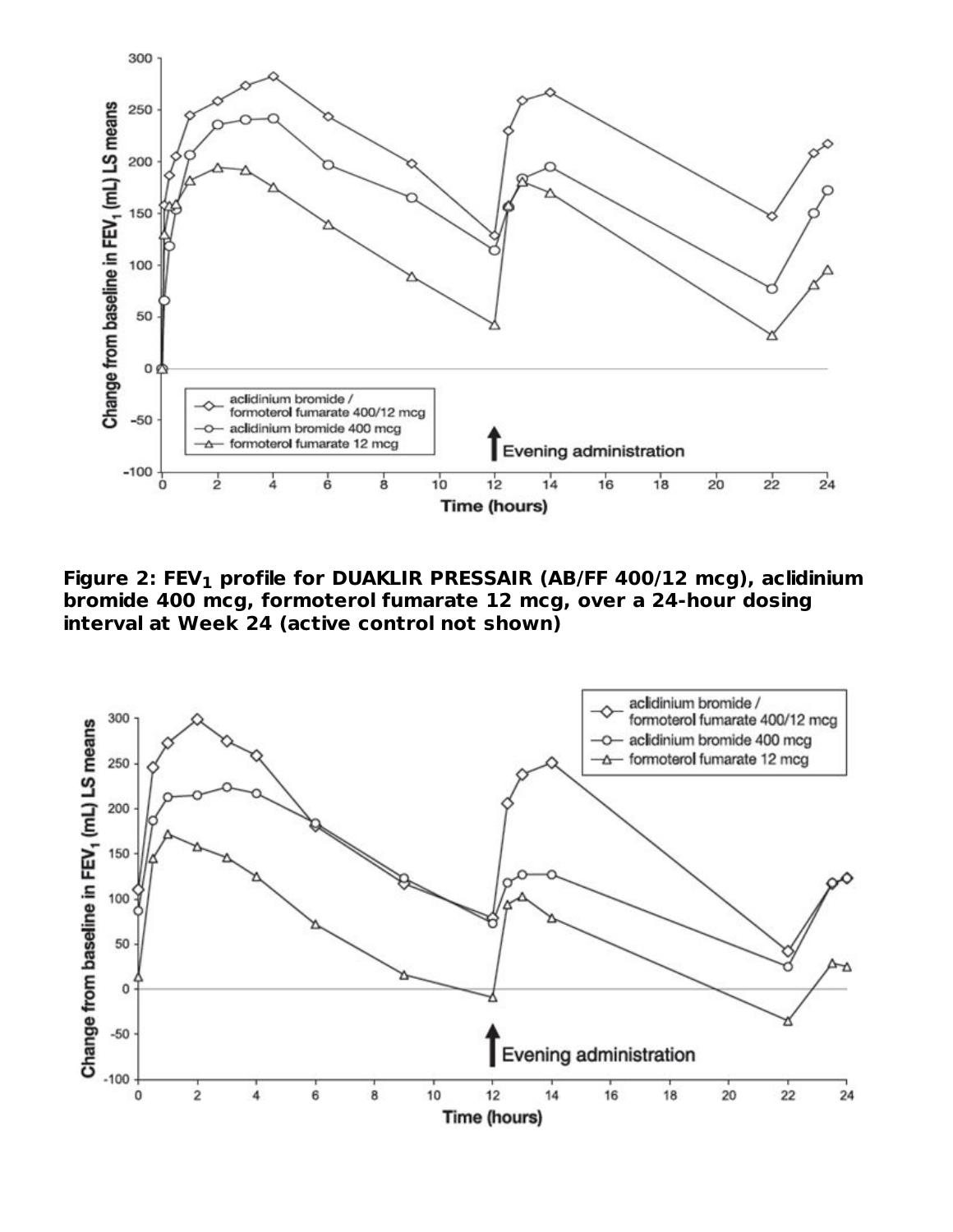**Figure 2: $FEV_1$ profile for DUAKLIR PRESSAIR (AB/FF 400/12 mcg), aclidinium bromide 400 mcg, formoterol fumarate 12 mcg, over a 24-hour dosing interval at Week 24 (active control not shown)**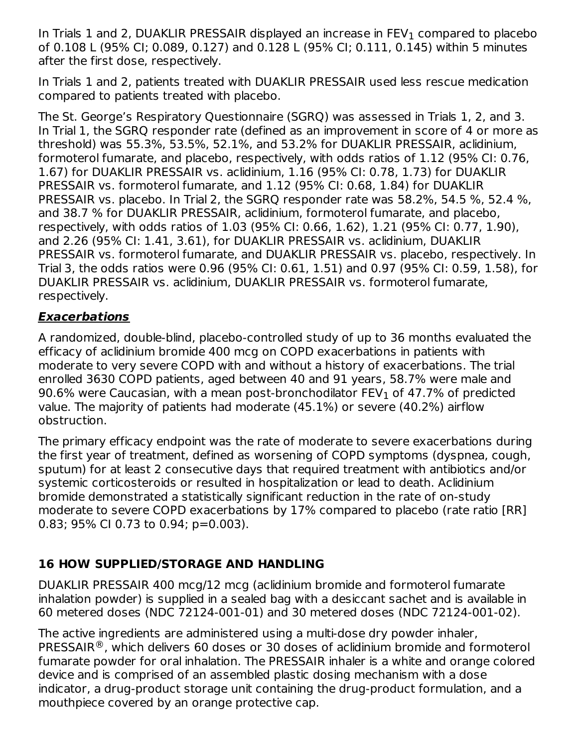In Trials 1 and 2, DUAKLIR PRESSAIR displayed an increase in $FEV_1$ compared to placebo of 0.108 L (95% CI; 0.089, 0.127) and 0.128 L (95% CI; 0.111, 0.145) within 5 minutes after the first dose, respectively.

In Trials 1 and 2, patients treated with DUAKLIR PRESSAIR used less rescue medication compared to patients treated with placebo.

The St. George's Respiratory Questionnaire (SGRQ) was assessed in Trials 1, 2, and 3. In Trial 1, the SGRQ responder rate (defined as an improvement in score of 4 or more as threshold) was 55.3%, 53.5%, 52.1%, and 53.2% for DUAKLIR PRESSAIR, aclidinium, formoterol fumarate, and placebo, respectively, with odds ratios of 1.12 (95% CI: 0.76, 1.67) for DUAKLIR PRESSAIR vs. aclidinium, 1.16 (95% CI: 0.78, 1.73) for DUAKLIR PRESSAIR vs. formoterol fumarate, and 1.12 (95% CI: 0.68, 1.84) for DUAKLIR PRESSAIR vs. placebo. In Trial 2, the SGRQ responder rate was 58.2%, 54.5 %, 52.4 %, and 38.7 % for DUAKLIR PRESSAIR, aclidinium, formoterol fumarate, and placebo, respectively, with odds ratios of 1.03 (95% CI: 0.66, 1.62), 1.21 (95% CI: 0.77, 1.90), and 2.26 (95% CI: 1.41, 3.61), for DUAKLIR PRESSAIR vs. aclidinium, DUAKLIR PRESSAIR vs. formoterol fumarate, and DUAKLIR PRESSAIR vs. placebo, respectively. In Trial 3, the odds ratios were 0.96 (95% CI: 0.61, 1.51) and 0.97 (95% CI: 0.59, 1.58), for DUAKLIR PRESSAIR vs. aclidinium, DUAKLIR PRESSAIR vs. formoterol fumarate, respectively.

***Exacerbations***

A randomized, double-blind, placebo-controlled study of up to 36 months evaluated the efficacy of aclidinium bromide 400 mcg on COPD exacerbations in patients with moderate to very severe COPD with and without a history of exacerbations. The trial enrolled 3630 COPD patients, aged between 40 and 91 years, 58.7% were male and 90.6% were Caucasian, with a mean post-bronchodilator $FEV_1$ of 47.7% of predicted value. The majority of patients had moderate (45.1%) or severe (40.2%) airflow obstruction.

The primary efficacy endpoint was the rate of moderate to severe exacerbations during the first year of treatment, defined as worsening of COPD symptoms (dyspnea, cough, sputum) for at least 2 consecutive days that required treatment with antibiotics and/or systemic corticosteroids or resulted in hospitalization or lead to death. Aclidinium bromide demonstrated a statistically significant reduction in the rate of on-study moderate to severe COPD exacerbations by 17% compared to placebo (rate ratio [RR] 0.83; 95% CI 0.73 to 0.94; p=0.003).

## 16 HOW SUPPLIED/STORAGE AND HANDLING

DUAKLIR PRESSAIR 400 mcg/12 mcg (aclidinium bromide and formoterol fumarate inhalation powder) is supplied in a sealed bag with a desiccant sachet and is available in 60 metered doses (NDC 72124-001-01) and 30 metered doses (NDC 72124-001-02).

The active ingredients are administered using a multi-dose dry powder inhaler, PRESSAIR®, which delivers 60 doses or 30 doses of aclidinium bromide and formoterol fumarate powder for oral inhalation. The PRESSAIR inhaler is a white and orange colored device and is comprised of an assembled plastic dosing mechanism with a dose indicator, a drug-product storage unit containing the drug-product formulation, and a mouthpiece covered by an orange protective cap.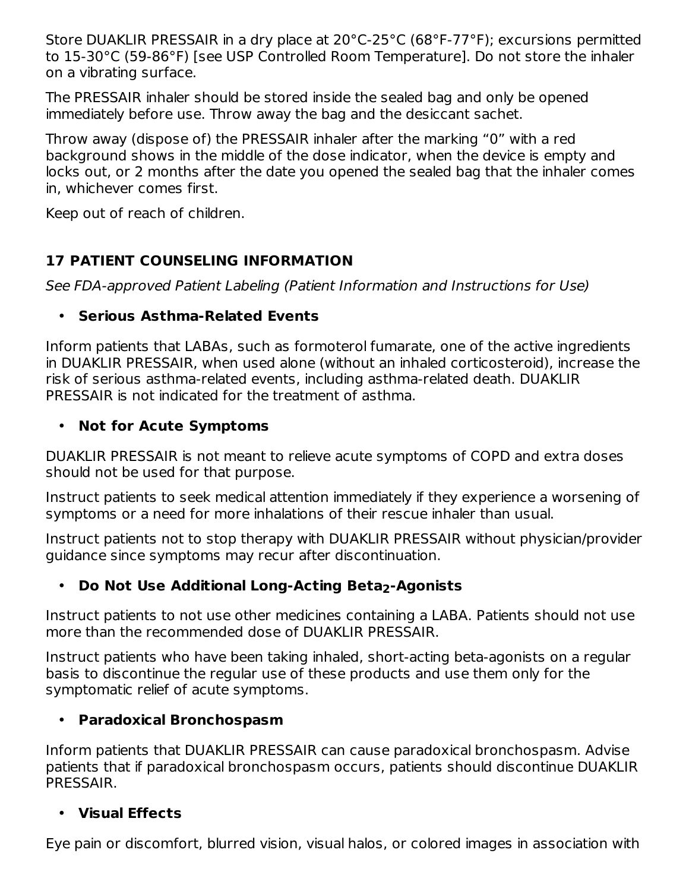Store DUAKLIR PRESSAIR in a dry place at 20°C-25°C (68°F-77°F); excursions permitted to 15-30°C (59-86°F) [see USP Controlled Room Temperature]. Do not store the inhaler on a vibrating surface.

The PRESSAIR inhaler should be stored inside the sealed bag and only be opened immediately before use. Throw away the bag and the desiccant sachet.

Throw away (dispose of) the PRESSAIR inhaler after the marking "0" with a red background shows in the middle of the dose indicator, when the device is empty and locks out, or 2 months after the date you opened the sealed bag that the inhaler comes in, whichever comes first.

Keep out of reach of children.

## 17 PATIENT COUNSELING INFORMATION

*See FDA-approved Patient Labeling (Patient Information and Instructions for Use)*

- **Serious Asthma-Related Events**

Inform patients that LABAs, such as formoterol fumarate, one of the active ingredients in DUAKLIR PRESSAIR, when used alone (without an inhaled corticosteroid), increase the risk of serious asthma-related events, including asthma-related death. DUAKLIR PRESSAIR is not indicated for the treatment of asthma.

- **Not for Acute Symptoms**

DUAKLIR PRESSAIR is not meant to relieve acute symptoms of COPD and extra doses should not be used for that purpose.

Instruct patients to seek medical attention immediately if they experience a worsening of symptoms or a need for more inhalations of their rescue inhaler than usual.

Instruct patients not to stop therapy with DUAKLIR PRESSAIR without physician/provider guidance since symptoms may recur after discontinuation.

- **Do Not Use Additional Long-Acting Beta$_2$-Agonists**

Instruct patients to not use other medicines containing a LABA. Patients should not use more than the recommended dose of DUAKLIR PRESSAIR.

Instruct patients who have been taking inhaled, short-acting beta-agonists on a regular basis to discontinue the regular use of these products and use them only for the symptomatic relief of acute symptoms.

- **Paradoxical Bronchospasm**

Inform patients that DUAKLIR PRESSAIR can cause paradoxical bronchospasm. Advise patients that if paradoxical bronchospasm occurs, patients should discontinue DUAKLIR PRESSAIR.

- **Visual Effects**

Eye pain or discomfort, blurred vision, visual halos, or colored images in association with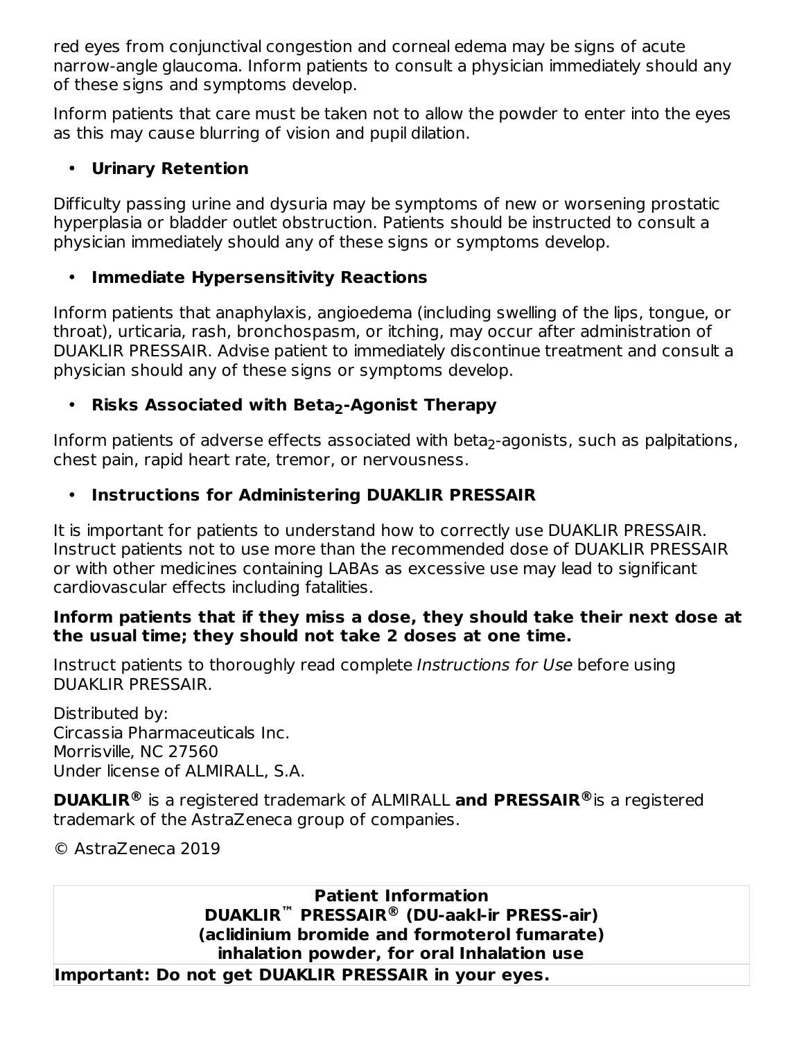red eyes from conjunctival congestion and corneal edema may be signs of acute narrow-angle glaucoma. Inform patients to consult a physician immediately should any of these signs and symptoms develop.

Inform patients that care must be taken not to allow the powder to enter into the eyes as this may cause blurring of vision and pupil dilation.

- **Urinary Retention**

Difficulty passing urine and dysuria may be symptoms of new or worsening prostatic hyperplasia or bladder outlet obstruction. Patients should be instructed to consult a physician immediately should any of these signs or symptoms develop.

- **Immediate Hypersensitivity Reactions**

Inform patients that anaphylaxis, angioedema (including swelling of the lips, tongue, or throat), urticaria, rash, bronchospasm, or itching, may occur after administration of DUAKLIR PRESSAIR. Advise patient to immediately discontinue treatment and consult a physician should any of these signs or symptoms develop.

- **Risks Associated with Beta$_2$-Agonist Therapy**

Inform patients of adverse effects associated with beta$_2$-agonists, such as palpitations, chest pain, rapid heart rate, tremor, or nervousness.

- **Instructions for Administering DUAKLIR PRESSAIR**

It is important for patients to understand how to correctly use DUAKLIR PRESSAIR. Instruct patients not to use more than the recommended dose of DUAKLIR PRESSAIR or with other medicines containing LABAs as excessive use may lead to significant cardiovascular effects including fatalities.

**Inform patients that if they miss a dose, they should take their next dose at the usual time; they should not take 2 doses at one time.**

Instruct patients to thoroughly read complete *Instructions for Use* before using DUAKLIR PRESSAIR.

Distributed by:
Circassia Pharmaceuticals Inc.
Morrisville, NC 27560
Under license of ALMIRALL, S.A.

**DUAKLIR®** is a registered trademark of ALMIRALL **and PRESSAIR®** is a registered trademark of the AstraZeneca group of companies.

© AstraZeneca 2019

| **Patient Information**<br>**DUAKLIR™ PRESSAIR® (DU-aakl-ir PRESS-air)**<br>**(aclidinium bromide and formoterol fumarate)**<br>**inhalation powder, for oral Inhalation use** |
|---|
| **Important: Do not get DUAKLIR PRESSAIR in your eyes.** |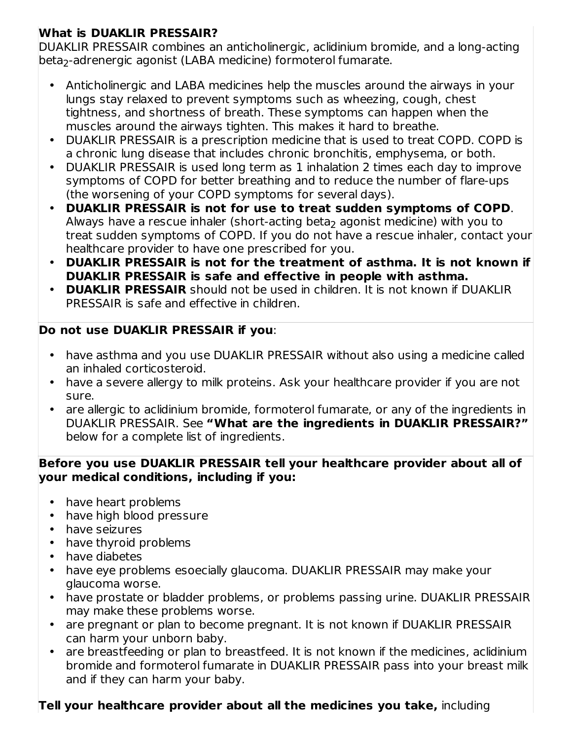**What is DUAKLIR PRESSAIR?**

DUAKLIR PRESSAIR combines an anticholinergic, aclidinium bromide, and a long-acting beta$_2$-adrenergic agonist (LABA medicine) formoterol fumarate.

- Anticholinergic and LABA medicines help the muscles around the airways in your lungs stay relaxed to prevent symptoms such as wheezing, cough, chest tightness, and shortness of breath. These symptoms can happen when the muscles around the airways tighten. This makes it hard to breathe.
- DUAKLIR PRESSAIR is a prescription medicine that is used to treat COPD. COPD is a chronic lung disease that includes chronic bronchitis, emphysema, or both.
- DUAKLIR PRESSAIR is used long term as 1 inhalation 2 times each day to improve symptoms of COPD for better breathing and to reduce the number of flare-ups (the worsening of your COPD symptoms for several days).
- **DUAKLIR PRESSAIR is not for use to treat sudden symptoms of COPD**. Always have a rescue inhaler (short-acting beta$_2$ agonist medicine) with you to treat sudden symptoms of COPD. If you do not have a rescue inhaler, contact your healthcare provider to have one prescribed for you.
- **DUAKLIR PRESSAIR is not for the treatment of asthma. It is not known if DUAKLIR PRESSAIR is safe and effective in people with asthma.**
- **DUAKLIR PRESSAIR** should not be used in children. It is not known if DUAKLIR PRESSAIR is safe and effective in children.

**Do not use DUAKLIR PRESSAIR if you**:

- have asthma and you use DUAKLIR PRESSAIR without also using a medicine called an inhaled corticosteroid.
- have a severe allergy to milk proteins. Ask your healthcare provider if you are not sure.
- are allergic to aclidinium bromide, formoterol fumarate, or any of the ingredients in DUAKLIR PRESSAIR. See **"What are the ingredients in DUAKLIR PRESSAIR?"** below for a complete list of ingredients.

**Before you use DUAKLIR PRESSAIR tell your healthcare provider about all of your medical conditions, including if you:**

- have heart problems
- have high blood pressure
- have seizures
- have thyroid problems
- have diabetes
- have eye problems esoecially glaucoma. DUAKLIR PRESSAIR may make your glaucoma worse.
- have prostate or bladder problems, or problems passing urine. DUAKLIR PRESSAIR may make these problems worse.
- are pregnant or plan to become pregnant. It is not known if DUAKLIR PRESSAIR can harm your unborn baby.
- are breastfeeding or plan to breastfeed. It is not known if the medicines, aclidinium bromide and formoterol fumarate in DUAKLIR PRESSAIR pass into your breast milk and if they can harm your baby.

**Tell your healthcare provider about all the medicines you take,** including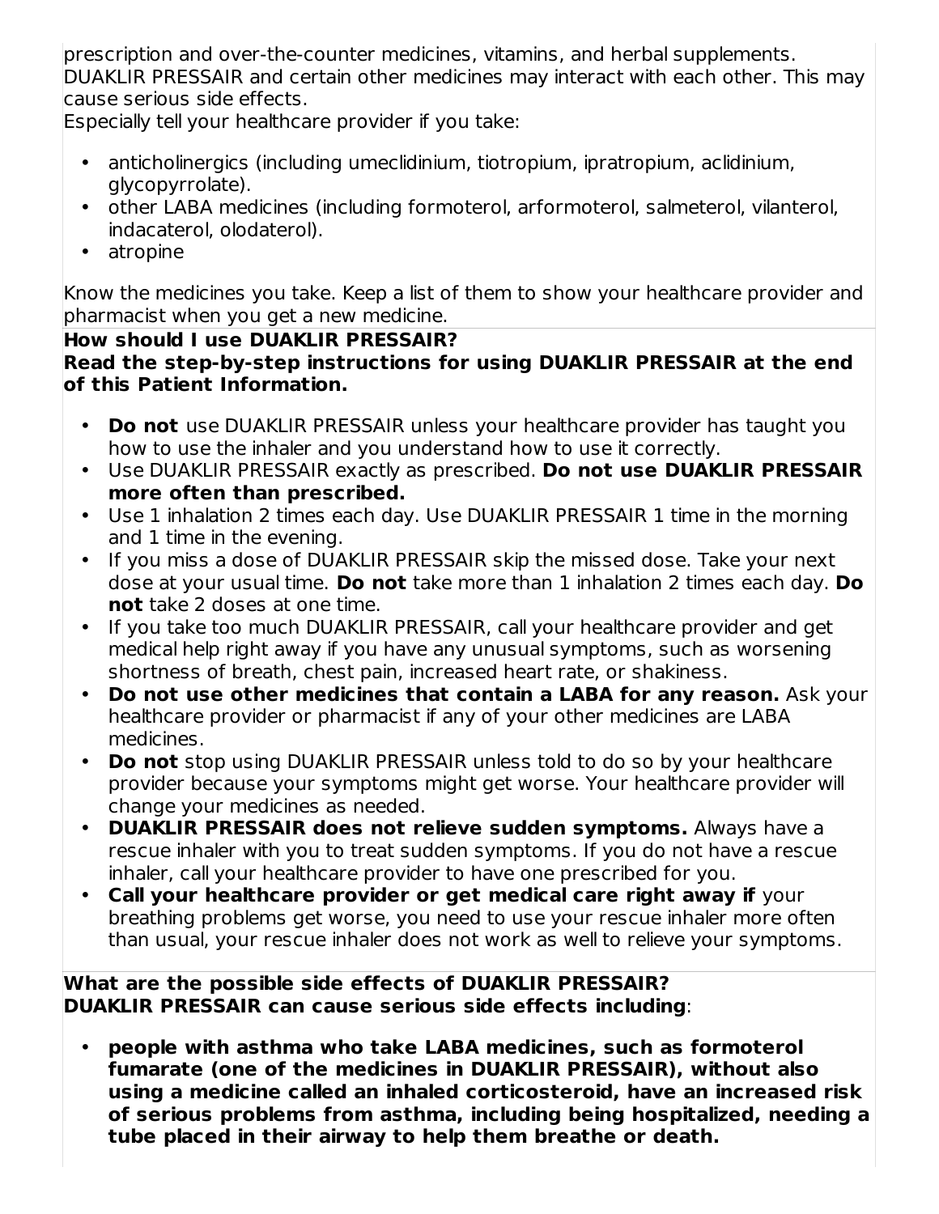prescription and over-the-counter medicines, vitamins, and herbal supplements. DUAKLIR PRESSAIR and certain other medicines may interact with each other. This may cause serious side effects.

Especially tell your healthcare provider if you take:

- anticholinergics (including umeclidinium, tiotropium, ipratropium, aclidinium, glycopyrrolate).
- other LABA medicines (including formoterol, arformoterol, salmeterol, vilanterol, indacaterol, olodaterol).
- atropine

Know the medicines you take. Keep a list of them to show your healthcare provider and pharmacist when you get a new medicine.

**How should I use DUAKLIR PRESSAIR?**

**Read the step-by-step instructions for using DUAKLIR PRESSAIR at the end of this Patient Information.**

- **Do not** use DUAKLIR PRESSAIR unless your healthcare provider has taught you how to use the inhaler and you understand how to use it correctly.
- Use DUAKLIR PRESSAIR exactly as prescribed. **Do not use DUAKLIR PRESSAIR more often than prescribed.**
- Use 1 inhalation 2 times each day. Use DUAKLIR PRESSAIR 1 time in the morning and 1 time in the evening.
- If you miss a dose of DUAKLIR PRESSAIR skip the missed dose. Take your next dose at your usual time. **Do not** take more than 1 inhalation 2 times each day. **Do not** take 2 doses at one time.
- If you take too much DUAKLIR PRESSAIR, call your healthcare provider and get medical help right away if you have any unusual symptoms, such as worsening shortness of breath, chest pain, increased heart rate, or shakiness.
- **Do not use other medicines that contain a LABA for any reason.** Ask your healthcare provider or pharmacist if any of your other medicines are LABA medicines.
- **Do not** stop using DUAKLIR PRESSAIR unless told to do so by your healthcare provider because your symptoms might get worse. Your healthcare provider will change your medicines as needed.
- **DUAKLIR PRESSAIR does not relieve sudden symptoms.** Always have a rescue inhaler with you to treat sudden symptoms. If you do not have a rescue inhaler, call your healthcare provider to have one prescribed for you.
- **Call your healthcare provider or get medical care right away if** your breathing problems get worse, you need to use your rescue inhaler more often than usual, your rescue inhaler does not work as well to relieve your symptoms.

**What are the possible side effects of DUAKLIR PRESSAIR?**

**DUAKLIR PRESSAIR can cause serious side effects including**:

- **people with asthma who take LABA medicines, such as formoterol fumarate (one of the medicines in DUAKLIR PRESSAIR), without also using a medicine called an inhaled corticosteroid, have an increased risk of serious problems from asthma, including being hospitalized, needing a tube placed in their airway to help them breathe or death.**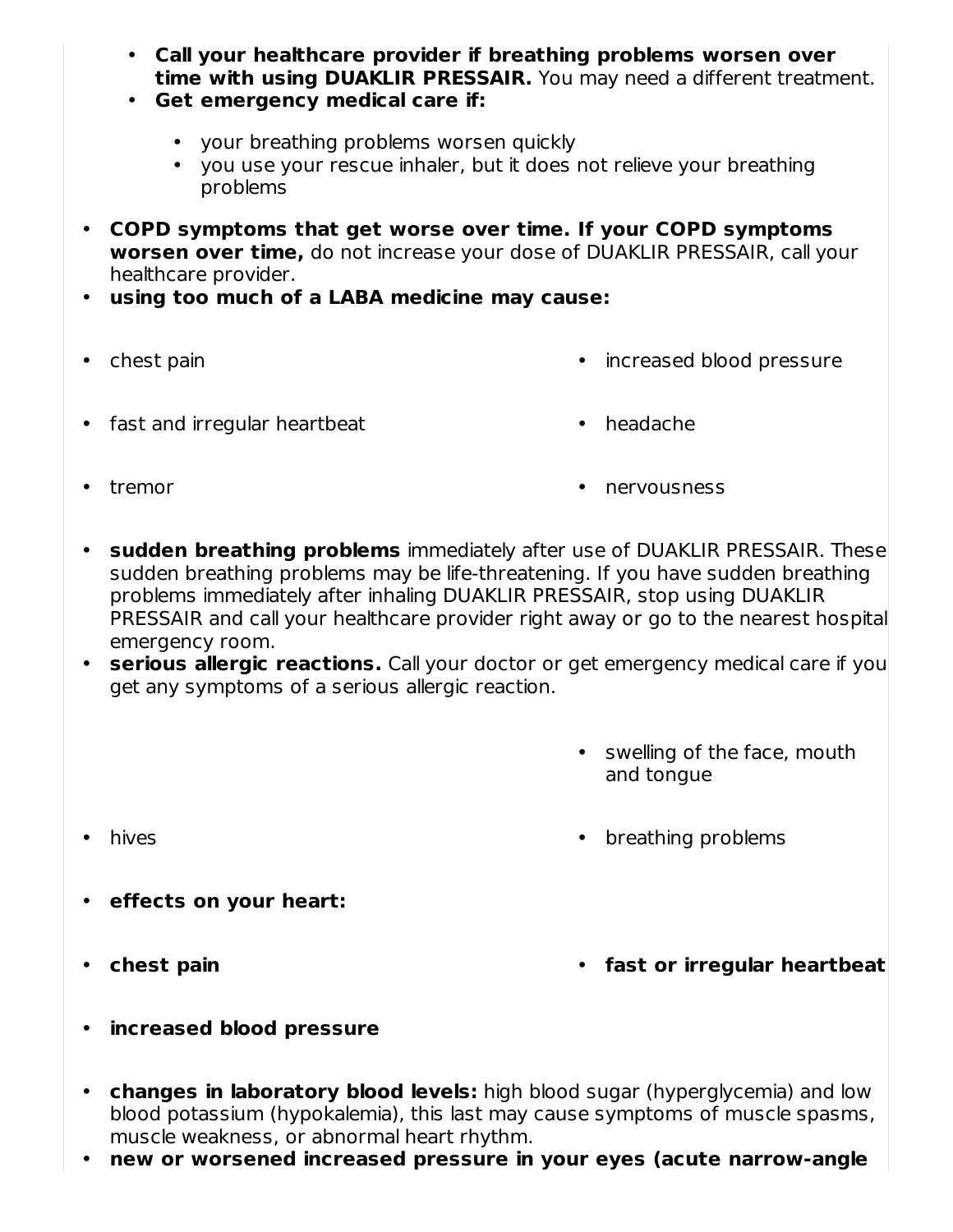- **Call your healthcare provider if breathing problems worsen over time with using DUAKLIR PRESSAIR.** You may need a different treatment.
  - **Get emergency medical care if:**
    - your breathing problems worsen quickly
    - you use your rescue inhaler, but it does not relieve your breathing problems
- **COPD symptoms that get worse over time. If your COPD symptoms worsen over time,** do not increase your dose of DUAKLIR PRESSAIR, call your healthcare provider.
- **using too much of a LABA medicine may cause:**
  - chest pain
  - increased blood pressure
  - fast and irregular heartbeat
  - headache
  - tremor
  - nervousness
- **sudden breathing problems** immediately after use of DUAKLIR PRESSAIR. These sudden breathing problems may be life-threatening. If you have sudden breathing problems immediately after inhaling DUAKLIR PRESSAIR, stop using DUAKLIR PRESSAIR and call your healthcare provider right away or go to the nearest hospital emergency room.
- **serious allergic reactions.** Call your doctor or get emergency medical care if you get any symptoms of a serious allergic reaction.
  - swelling of the face, mouth and tongue
  - hives
  - breathing problems
- **effects on your heart:**
  - **chest pain**
  - **fast or irregular heartbeat**
  - **increased blood pressure**
- **changes in laboratory blood levels:** high blood sugar (hyperglycemia) and low blood potassium (hypokalemia), this last may cause symptoms of muscle spasms, muscle weakness, or abnormal heart rhythm.
- **new or worsened increased pressure in your eyes (acute narrow-angle**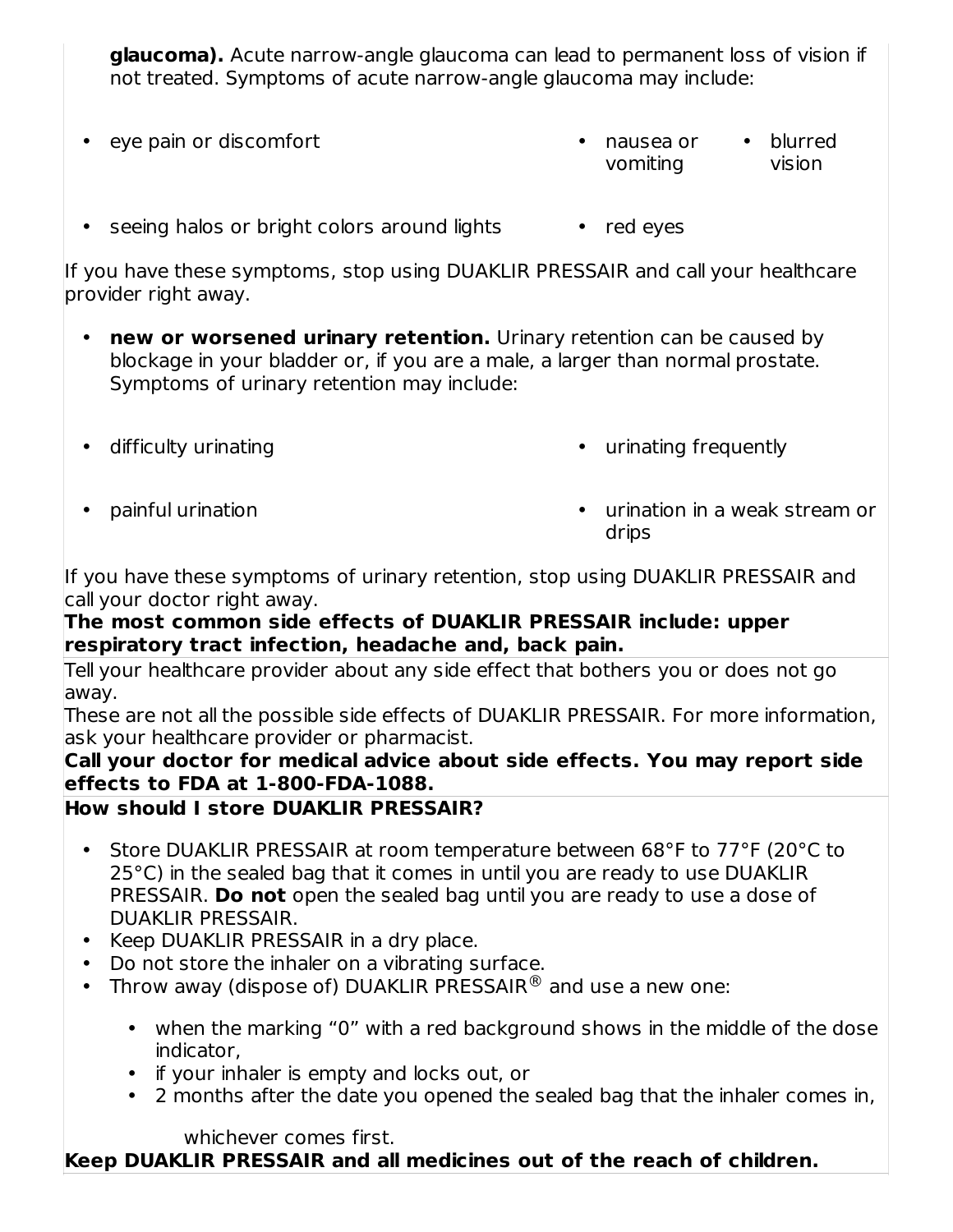**glaucoma).** Acute narrow-angle glaucoma can lead to permanent loss of vision if not treated. Symptoms of acute narrow-angle glaucoma may include:

- eye pain or discomfort
- nausea or vomiting
- blurred vision
- seeing halos or bright colors around lights
- red eyes

If you have these symptoms, stop using DUAKLIR PRESSAIR and call your healthcare provider right away.

- **new or worsened urinary retention.** Urinary retention can be caused by blockage in your bladder or, if you are a male, a larger than normal prostate. Symptoms of urinary retention may include:

- difficulty urinating
- urinating frequently
- painful urination
- urination in a weak stream or drips

If you have these symptoms of urinary retention, stop using DUAKLIR PRESSAIR and call your doctor right away.

**The most common side effects of DUAKLIR PRESSAIR include: upper respiratory tract infection, headache and, back pain.**

Tell your healthcare provider about any side effect that bothers you or does not go away.

These are not all the possible side effects of DUAKLIR PRESSAIR. For more information, ask your healthcare provider or pharmacist.

**Call your doctor for medical advice about side effects. You may report side effects to FDA at 1-800-FDA-1088.**

**How should I store DUAKLIR PRESSAIR?**

- Store DUAKLIR PRESSAIR at room temperature between 68°F to 77°F (20°C to 25°C) in the sealed bag that it comes in until you are ready to use DUAKLIR PRESSAIR. **Do not** open the sealed bag until you are ready to use a dose of DUAKLIR PRESSAIR.
- Keep DUAKLIR PRESSAIR in a dry place.
- Do not store the inhaler on a vibrating surface.
- Throw away (dispose of) DUAKLIR PRESSAIR® and use a new one:
  - when the marking "0" with a red background shows in the middle of the dose indicator,
  - if your inhaler is empty and locks out, or
  - 2 months after the date you opened the sealed bag that the inhaler comes in,

  whichever comes first.

**Keep DUAKLIR PRESSAIR and all medicines out of the reach of children.**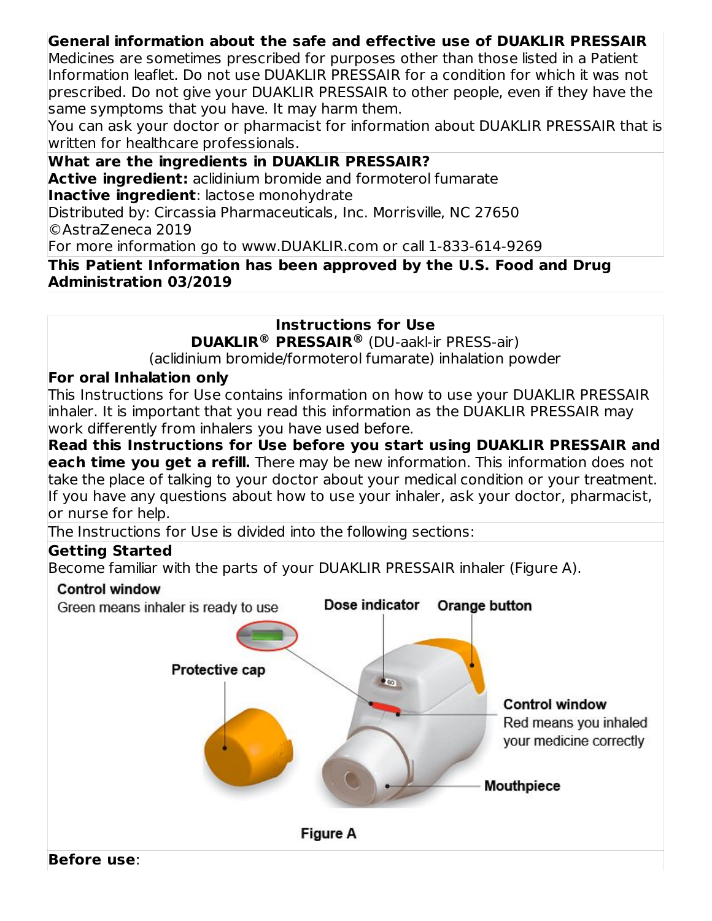**General information about the safe and effective use of DUAKLIR PRESSAIR**

Medicines are sometimes prescribed for purposes other than those listed in a Patient Information leaflet. Do not use DUAKLIR PRESSAIR for a condition for which it was not prescribed. Do not give your DUAKLIR PRESSAIR to other people, even if they have the same symptoms that you have. It may harm them.

You can ask your doctor or pharmacist for information about DUAKLIR PRESSAIR that is written for healthcare professionals.

**What are the ingredients in DUAKLIR PRESSAIR?**

**Active ingredient:** aclidinium bromide and formoterol fumarate

**Inactive ingredient**: lactose monohydrate

Distributed by: Circassia Pharmaceuticals, Inc. Morrisville, NC 27650

©AstraZeneca 2019

For more information go to www.DUAKLIR.com or call 1-833-614-9269

**This Patient Information has been approved by the U.S. Food and Drug Administration 03/2019**

## Instructions for Use

**DUAKLIR® PRESSAIR®** (DU-aakl-ir PRESS-air)

(aclidinium bromide/formoterol fumarate) inhalation powder

**For oral Inhalation only**

This Instructions for Use contains information on how to use your DUAKLIR PRESSAIR inhaler. It is important that you read this information as the DUAKLIR PRESSAIR may work differently from inhalers you have used before.

**Read this Instructions for Use before you start using DUAKLIR PRESSAIR and each time you get a refill.** There may be new information. This information does not take the place of talking to your doctor about your medical condition or your treatment. If you have any questions about how to use your inhaler, ask your doctor, pharmacist, or nurse for help.

The Instructions for Use is divided into the following sections:

**Getting Started**

Become familiar with the parts of your DUAKLIR PRESSAIR inhaler (Figure A).

Control window
Green means inhaler is ready to use

Dose indicator

Orange button

Protective cap

Control window
Red means you inhaled your medicine correctly

Mouthpiece

Figure A

**Before use**: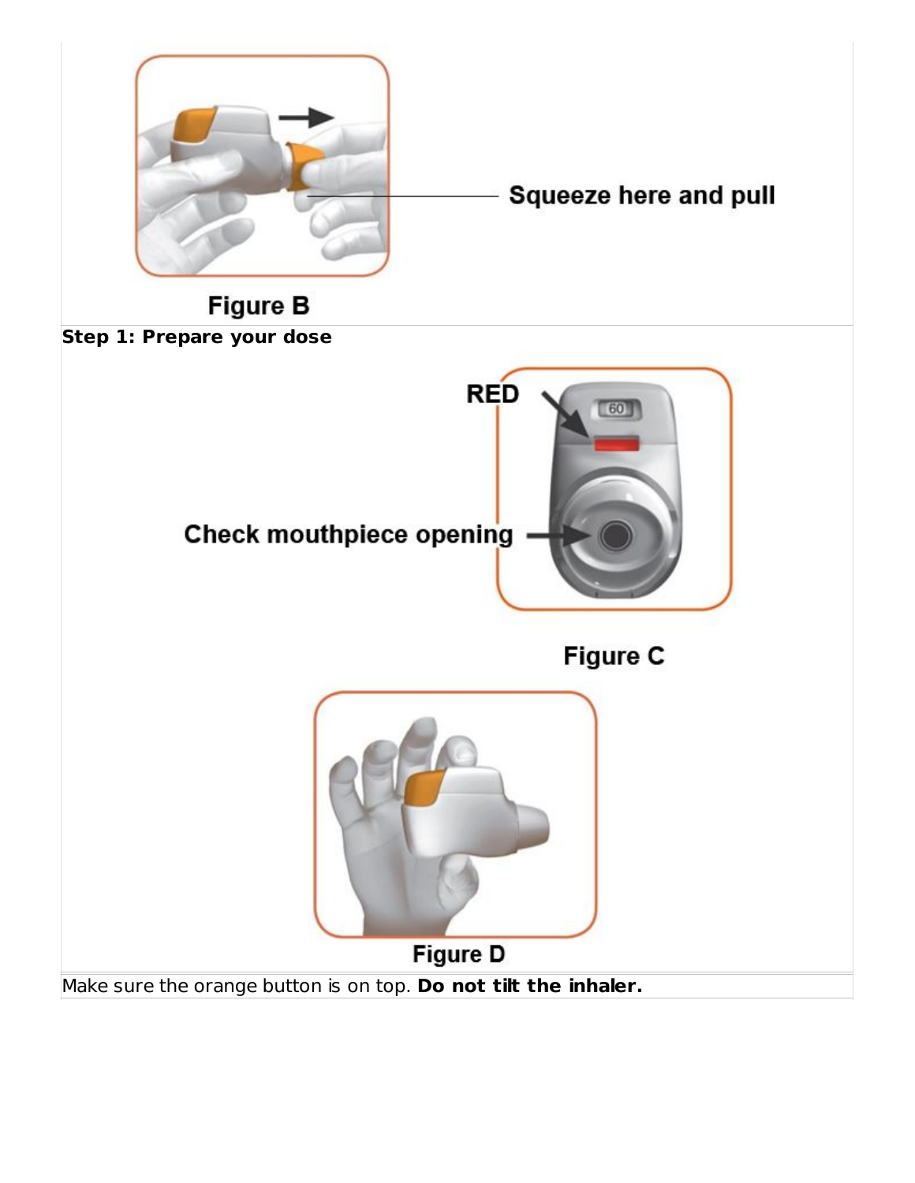Squeeze here and pull

Figure B

**Step 1: Prepare your dose**

RED

Check mouthpiece opening

Figure C

Figure D

Make sure the orange button is on top. **Do not tilt the inhaler.**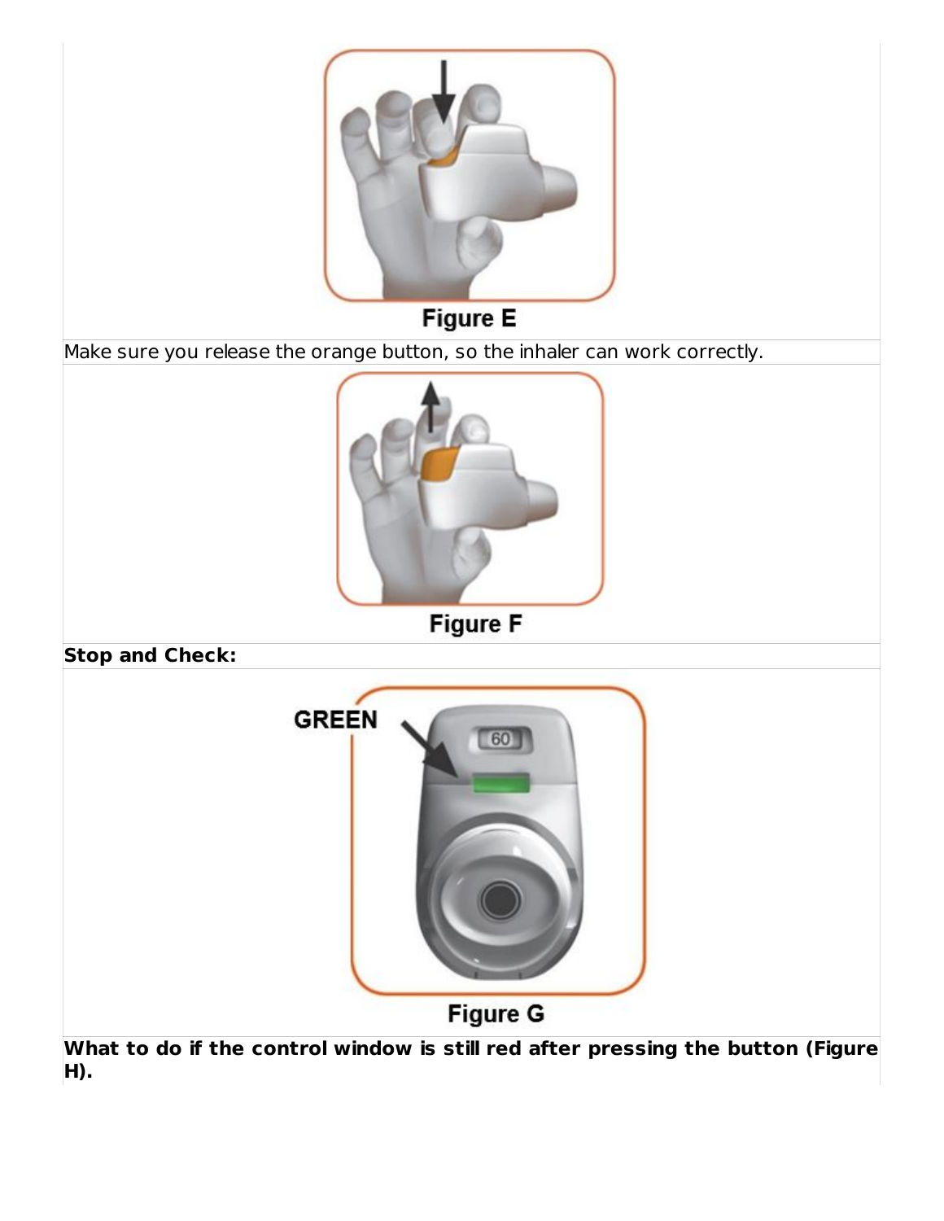Figure E

Make sure you release the orange button, so the inhaler can work correctly.

Figure F

**Stop and Check:**

GREEN

60

Figure G

**What to do if the control window is still red after pressing the button (Figure H).**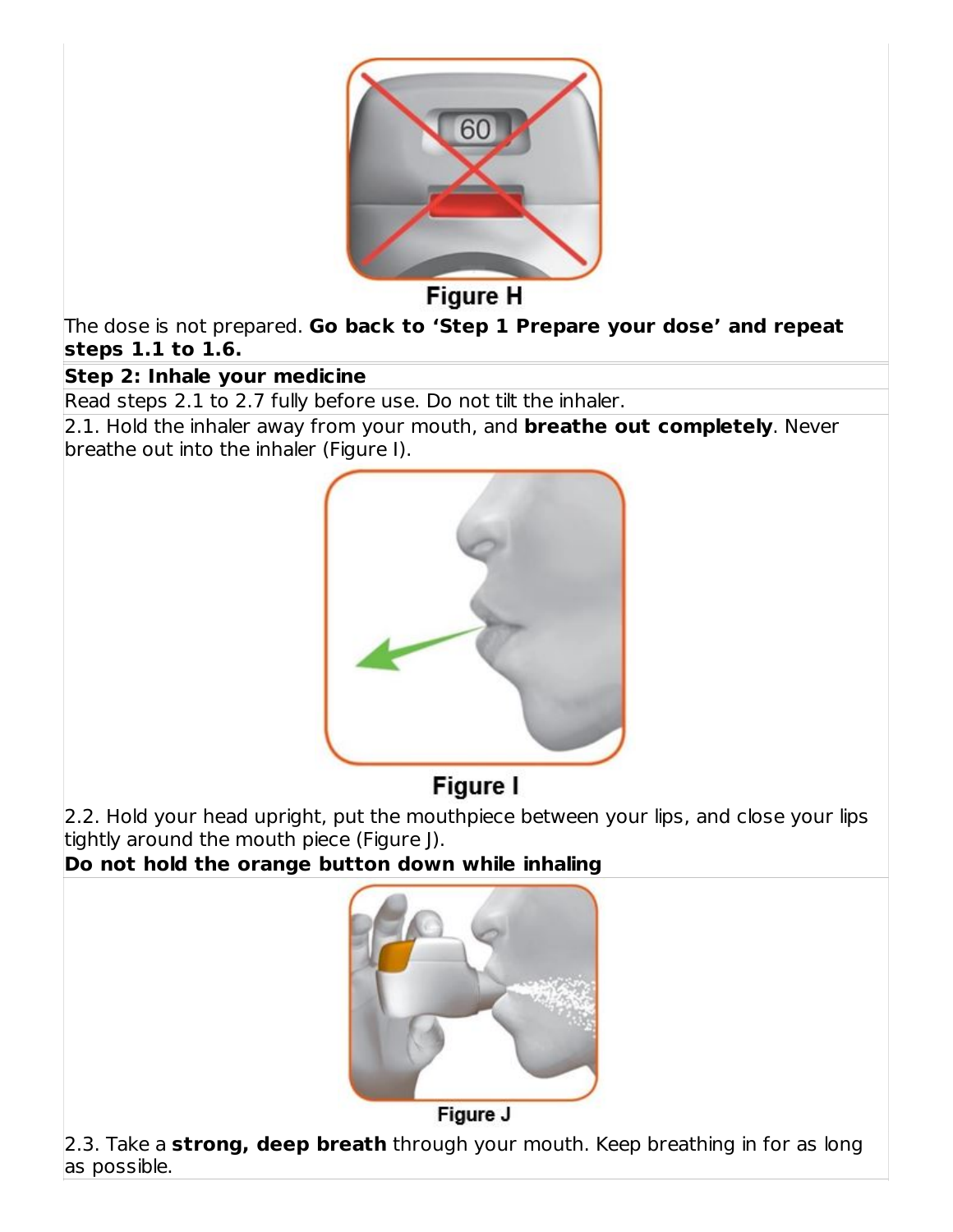Figure H

The dose is not prepared. **Go back to 'Step 1 Prepare your dose' and repeat steps 1.1 to 1.6.**

**Step 2: Inhale your medicine**

Read steps 2.1 to 2.7 fully before use. Do not tilt the inhaler.

2.1. Hold the inhaler away from your mouth, and **breathe out completely**. Never breathe out into the inhaler (Figure I).

Figure I

2.2. Hold your head upright, put the mouthpiece between your lips, and close your lips tightly around the mouth piece (Figure J).

**Do not hold the orange button down while inhaling**

Figure J

2.3. Take a **strong, deep breath** through your mouth. Keep breathing in for as long as possible.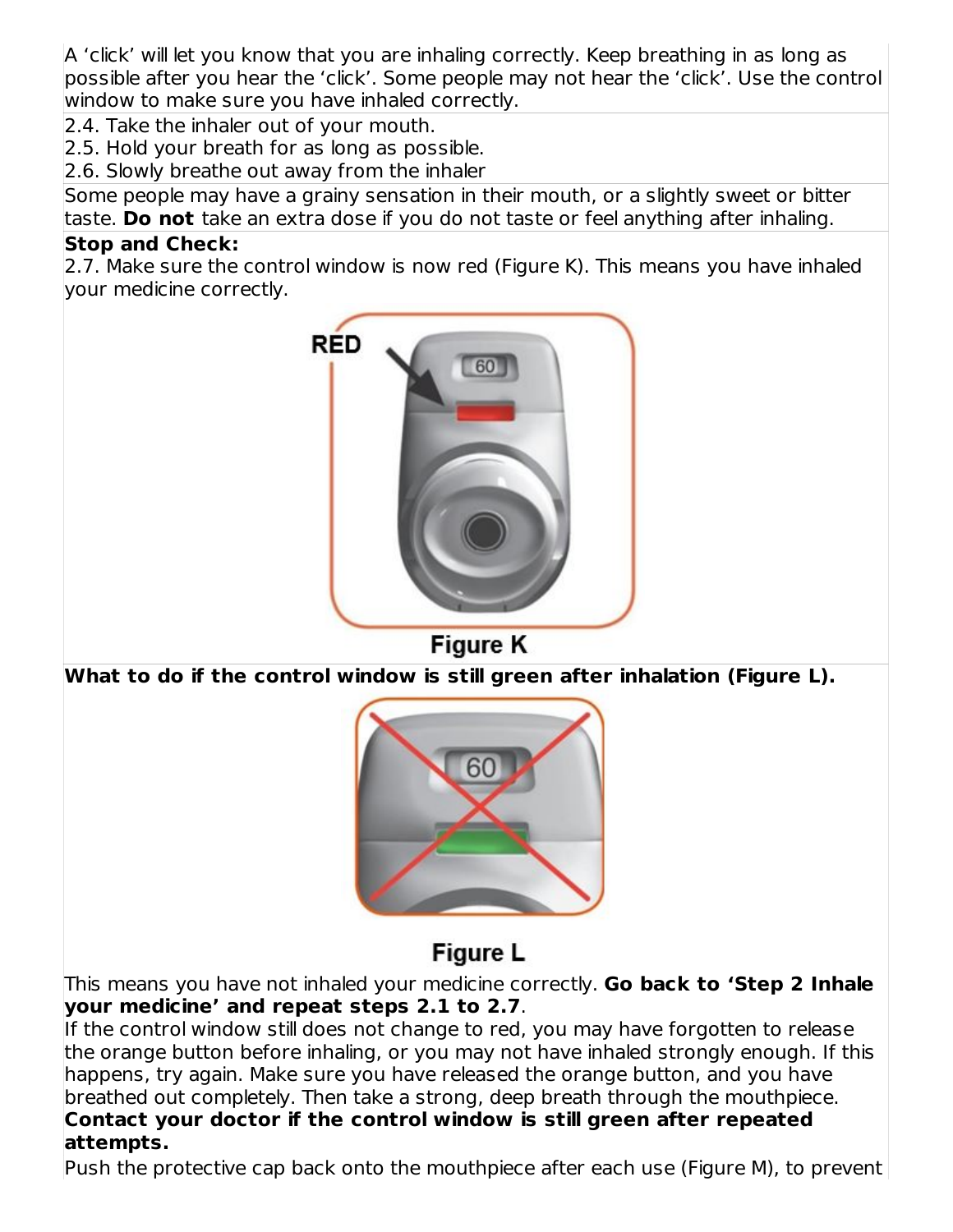A 'click' will let you know that you are inhaling correctly. Keep breathing in as long as possible after you hear the 'click'. Some people may not hear the 'click'. Use the control window to make sure you have inhaled correctly.

2.4. Take the inhaler out of your mouth.
2.5. Hold your breath for as long as possible.
2.6. Slowly breathe out away from the inhaler

Some people may have a grainy sensation in their mouth, or a slightly sweet or bitter taste. **Do not** take an extra dose if you do not taste or feel anything after inhaling.

**Stop and Check:**

2.7. Make sure the control window is now red (Figure K). This means you have inhaled your medicine correctly.

Figure K

**What to do if the control window is still green after inhalation (Figure L).**

Figure L

This means you have not inhaled your medicine correctly. **Go back to 'Step 2 Inhale your medicine' and repeat steps 2.1 to 2.7**.

If the control window still does not change to red, you may have forgotten to release the orange button before inhaling, or you may not have inhaled strongly enough. If this happens, try again. Make sure you have released the orange button, and you have breathed out completely. Then take a strong, deep breath through the mouthpiece.

**Contact your doctor if the control window is still green after repeated attempts.**

Push the protective cap back onto the mouthpiece after each use (Figure M), to prevent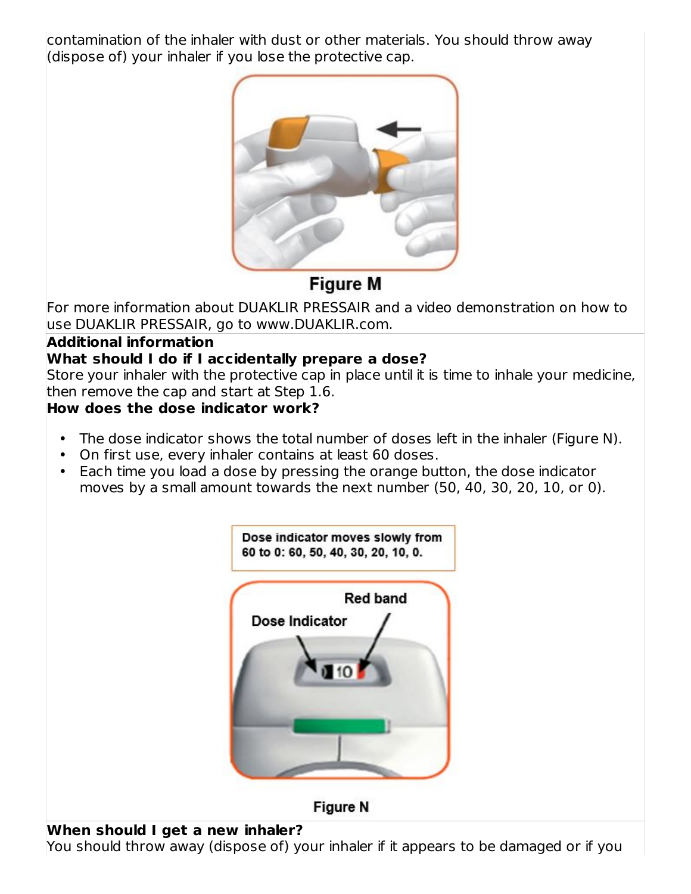contamination of the inhaler with dust or other materials. You should throw away (dispose of) your inhaler if you lose the protective cap.

Figure M

For more information about DUAKLIR PRESSAIR and a video demonstration on how to use DUAKLIR PRESSAIR, go to www.DUAKLIR.com.

**Additional information**

**What should I do if I accidentally prepare a dose?**

Store your inhaler with the protective cap in place until it is time to inhale your medicine, then remove the cap and start at Step 1.6.

**How does the dose indicator work?**

- The dose indicator shows the total number of doses left in the inhaler (Figure N).
- On first use, every inhaler contains at least 60 doses.
- Each time you load a dose by pressing the orange button, the dose indicator moves by a small amount towards the next number (50, 40, 30, 20, 10, or 0).

Dose indicator moves slowly from 60 to 0: 60, 50, 40, 30, 20, 10, 0.

Red band

Dose Indicator

Figure N

**When should I get a new inhaler?**

You should throw away (dispose of) your inhaler if it appears to be damaged or if you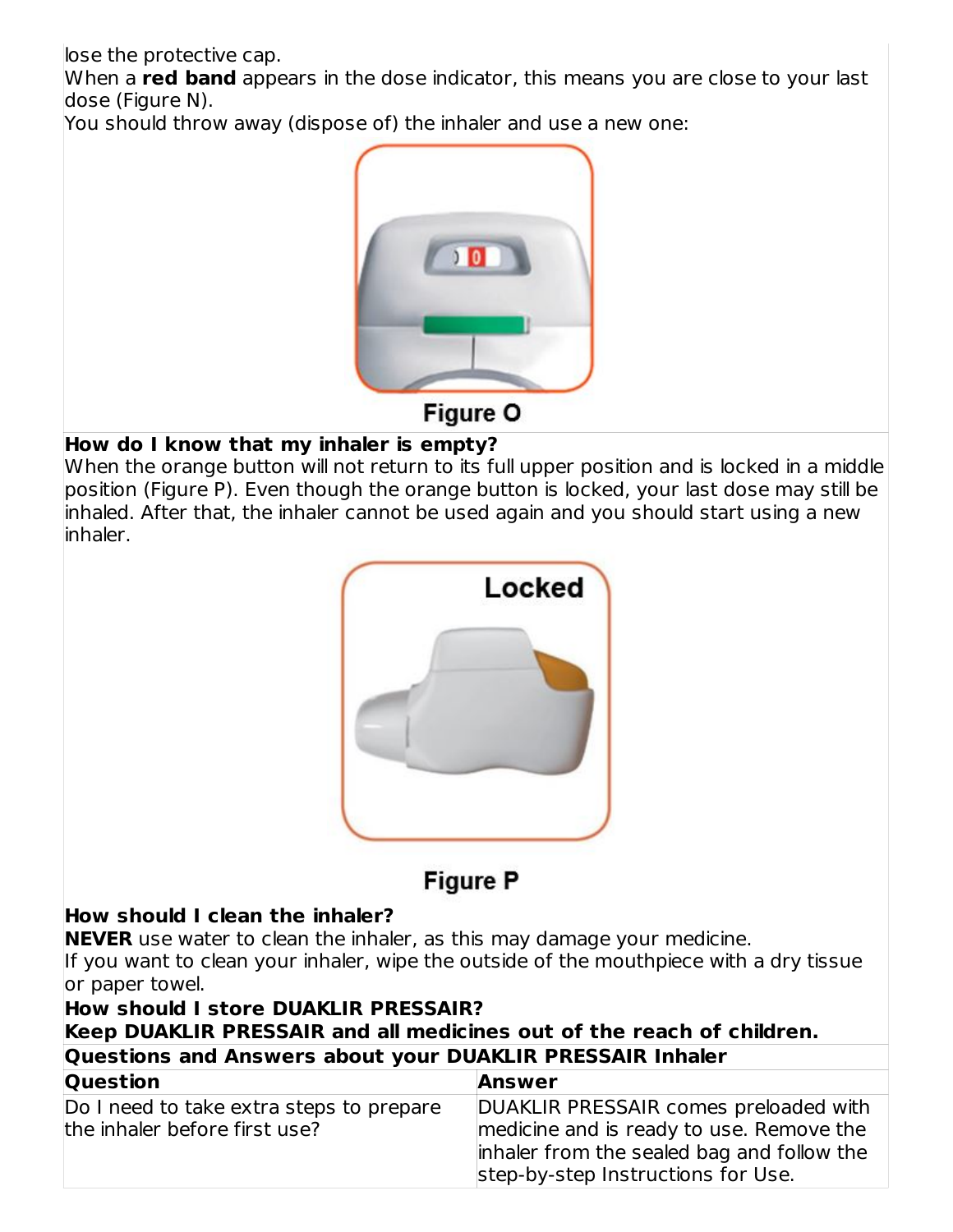lose the protective cap.

When a **red band** appears in the dose indicator, this means you are close to your last dose (Figure N).

You should throw away (dispose of) the inhaler and use a new one:

Figure O

**How do I know that my inhaler is empty?**

When the orange button will not return to its full upper position and is locked in a middle position (Figure P). Even though the orange button is locked, your last dose may still be inhaled. After that, the inhaler cannot be used again and you should start using a new inhaler.

Figure P

**How should I clean the inhaler?**

**NEVER** use water to clean the inhaler, as this may damage your medicine.

If you want to clean your inhaler, wipe the outside of the mouthpiece with a dry tissue or paper towel.

**How should I store DUAKLIR PRESSAIR?**

**Keep DUAKLIR PRESSAIR and all medicines out of the reach of children.**

**Questions and Answers about your DUAKLIR PRESSAIR Inhaler**

| **Question** | **Answer** |
| --- | --- |
| Do I need to take extra steps to prepare the inhaler before first use? | DUAKLIR PRESSAIR comes preloaded with medicine and is ready to use. Remove the inhaler from the sealed bag and follow the step-by-step Instructions for Use. |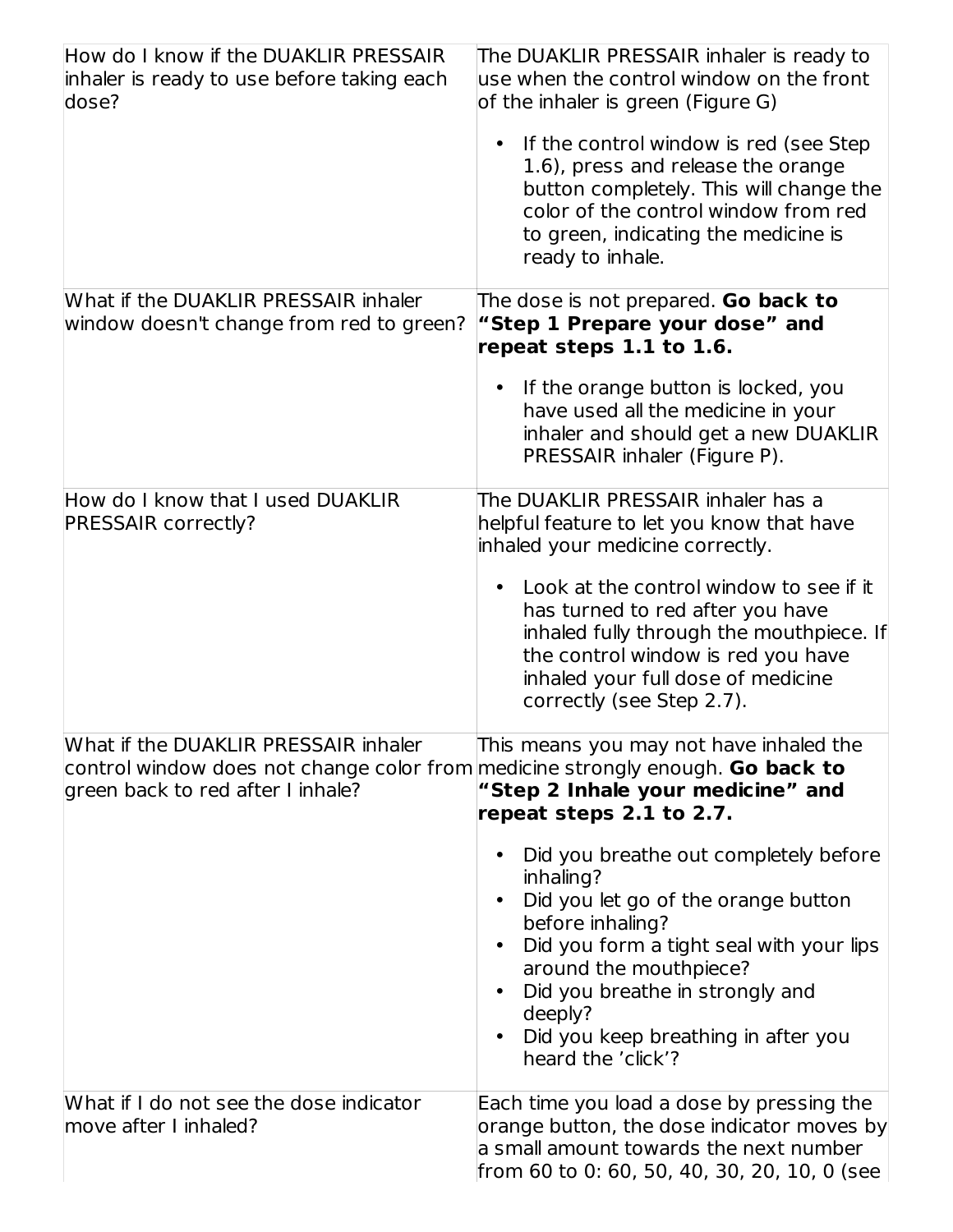| | |
|---|---|
| How do I know if the DUAKLIR PRESSAIR inhaler is ready to use before taking each dose? | The DUAKLIR PRESSAIR inhaler is ready to use when the control window on the front of the inhaler is green (Figure G)<br><br>• If the control window is red (see Step 1.6), press and release the orange button completely. This will change the color of the control window from red to green, indicating the medicine is ready to inhale. |
| What if the DUAKLIR PRESSAIR inhaler window doesn't change from red to green? | The dose is not prepared. **Go back to "Step 1 Prepare your dose" and repeat steps 1.1 to 1.6.**<br><br>• If the orange button is locked, you have used all the medicine in your inhaler and should get a new DUAKLIR PRESSAIR inhaler (Figure P). |
| How do I know that I used DUAKLIR PRESSAIR correctly? | The DUAKLIR PRESSAIR inhaler has a helpful feature to let you know that have inhaled your medicine correctly.<br><br>• Look at the control window to see if it has turned to red after you have inhaled fully through the mouthpiece. If the control window is red you have inhaled your full dose of medicine correctly (see Step 2.7). |
| What if the DUAKLIR PRESSAIR inhaler control window does not change color from green back to red after I inhale? | This means you may not have inhaled the medicine strongly enough. **Go back to "Step 2 Inhale your medicine" and repeat steps 2.1 to 2.7.**<br><br>• Did you breathe out completely before inhaling?<br>• Did you let go of the orange button before inhaling?<br>• Did you form a tight seal with your lips around the mouthpiece?<br>• Did you breathe in strongly and deeply?<br>• Did you keep breathing in after you heard the 'click'? |
| What if I do not see the dose indicator move after I inhaled? | Each time you load a dose by pressing the orange button, the dose indicator moves by a small amount towards the next number from 60 to 0: 60, 50, 40, 30, 20, 10, 0 (see |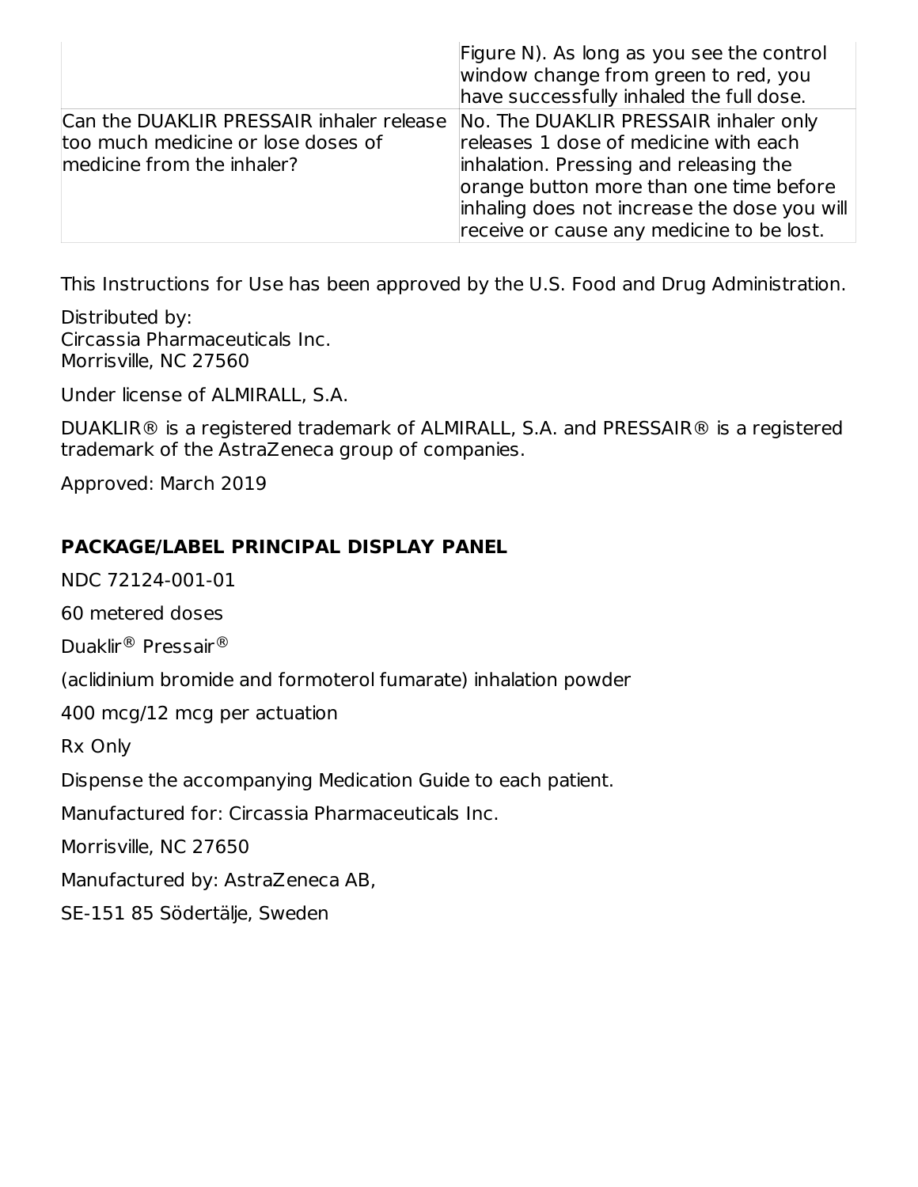| | |
|---|---|
| | Figure N). As long as you see the control window change from green to red, you have successfully inhaled the full dose. |
| Can the DUAKLIR PRESSAIR inhaler release too much medicine or lose doses of medicine from the inhaler? | No. The DUAKLIR PRESSAIR inhaler only releases 1 dose of medicine with each inhalation. Pressing and releasing the orange button more than one time before inhaling does not increase the dose you will receive or cause any medicine to be lost. |

This Instructions for Use has been approved by the U.S. Food and Drug Administration.

Distributed by:
Circassia Pharmaceuticals Inc.
Morrisville, NC 27560

Under license of ALMIRALL, S.A.

DUAKLIR® is a registered trademark of ALMIRALL, S.A. and PRESSAIR® is a registered trademark of the AstraZeneca group of companies.

Approved: March 2019

## PACKAGE/LABEL PRINCIPAL DISPLAY PANEL

NDC 72124-001-01

60 metered doses

Duaklir® Pressair®

(aclidinium bromide and formoterol fumarate) inhalation powder

400 mcg/12 mcg per actuation

Rx Only

Dispense the accompanying Medication Guide to each patient.

Manufactured for: Circassia Pharmaceuticals Inc.

Morrisville, NC 27650

Manufactured by: AstraZeneca AB,

SE-151 85 Södertälje, Sweden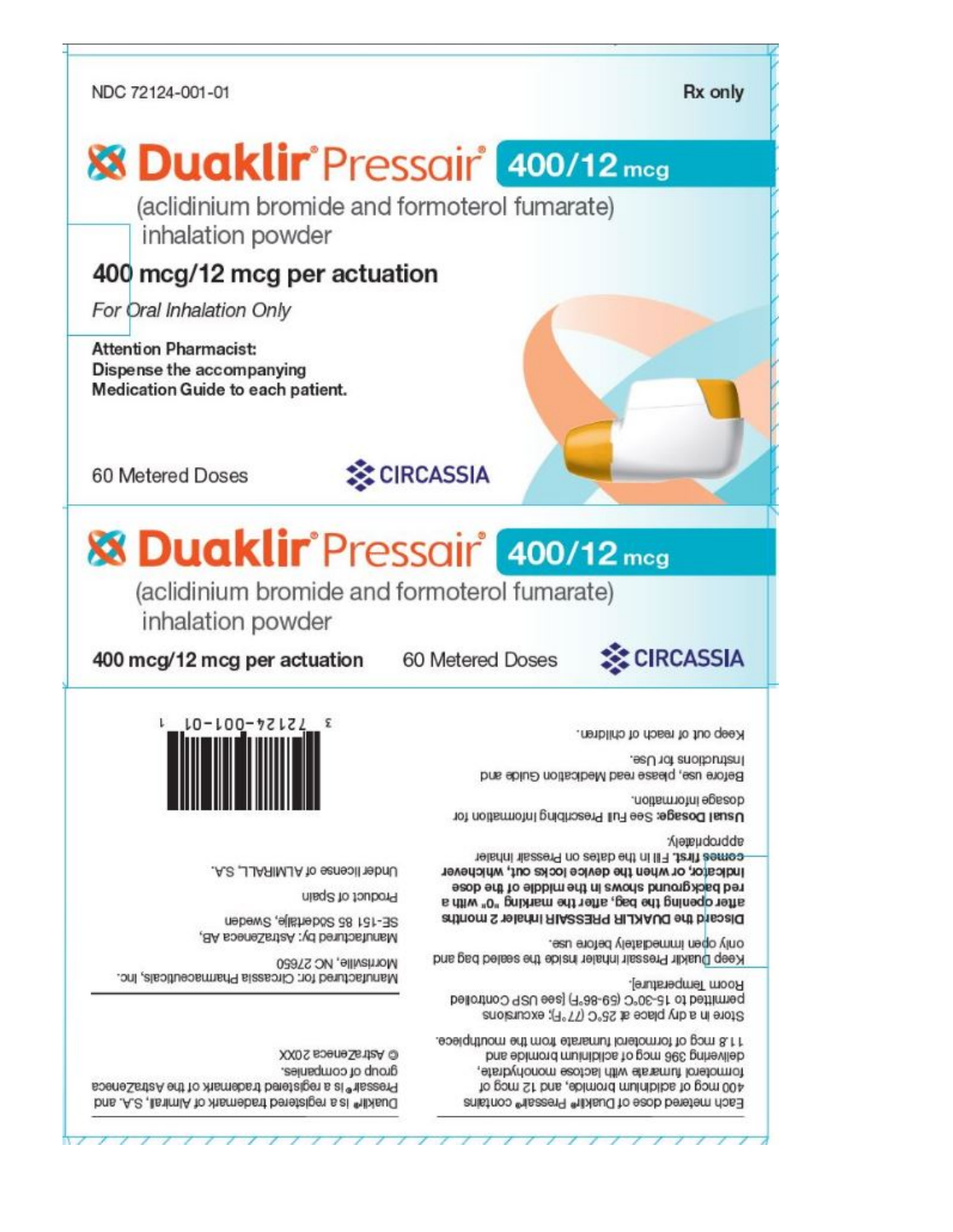NDC 72124-001-01

Rx only

# Duaklir® Pressair® 400/12 mcg

(aclidinium bromide and formoterol fumarate) inhalation powder

**400 mcg/12 mcg per actuation**

*For Oral Inhalation Only*

**Attention Pharmacist: Dispense the accompanying Medication Guide to each patient.**

60 Metered Doses

CIRCASSIA

# Duaklir® Pressair® 400/12 mcg

(aclidinium bromide and formoterol fumarate) inhalation powder

**400 mcg/12 mcg per actuation** 60 Metered Doses

CIRCASSIA

3 72124-001-01 1

Keep out of reach of children.

Before use, please read Medication Guide and Instructions for Use.

**Usual Dosage:** See Full Prescribing Information for dosage information.

**Discard the DUAKLIR PRESSAIR Inhaler 2 months after opening the bag, after the marking "0" with a red background shows in the middle of the dose indicator, or when the device locks out, whichever comes first.** Fill in the dates on Pressair Inhaler appropriately.

Keep Duaklir Pressair Inhaler inside the sealed bag and only open immediately before use.

Store in a dry place at 25°C (77°F); excursions permitted to 15-30°C (59-86°F) [see USP Controlled Room Temperature].

Each metered dose of Duaklir® Pressair® contains 400 mcg of aclidinium bromide, and 12 mcg of formoterol fumarate with lactose monohydrate, delivering 396 mcg of aclidinium bromide and 11.8 mcg of formoterol fumarate from the mouthpiece.

Manufactured for: Circassia Pharmaceuticals, Inc. Morrisville, NC 27560

Manufactured by: AstraZeneca AB, SE-151 85 Södertälje, Sweden

Product of Spain

Under license of ALMIRALL, S.A.

Duaklir® is a registered trademark of Almirall, S.A. and Pressair® is a registered trademark of the AstraZeneca group of companies.

© AstraZeneca 20XX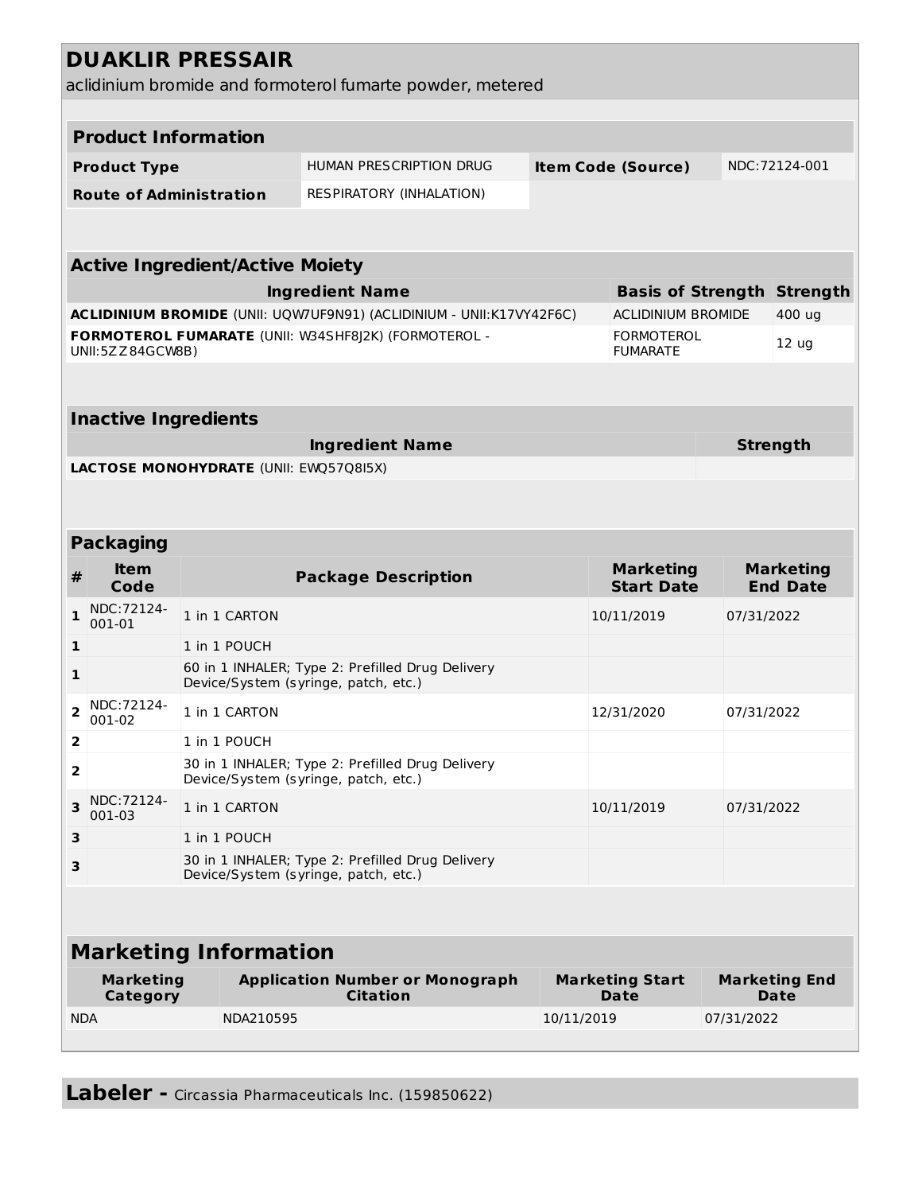# DUAKLIR PRESSAIR

aclidinium bromide and formoterol fumarte powder, metered

| Product Information | | | |
|---|---|---|---|
| **Product Type** | HUMAN PRESCRIPTION DRUG | **Item Code (Source)** | NDC:72124-001 |
| **Route of Administration** | RESPIRATORY (INHALATION) | | |

| Active Ingredient/Active Moiety | | |
|---|---|---|
| **Ingredient Name** | **Basis of Strength** | **Strength** |
| **ACLIDINIUM BROMIDE** (UNII: UQW7UF9N91) (ACLIDINIUM - UNII:K17VY42F6C) | ACLIDINIUM BROMIDE | 400 ug |
| **FORMOTEROL FUMARATE** (UNII: W34SHF8J2K) (FORMOTEROL - UNII:5ZZ84GCW8B) | FORMOTEROL FUMARATE | 12 ug |

| Inactive Ingredients | |
|---|---|
| **Ingredient Name** | **Strength** |
| **LACTOSE MONOHYDRATE** (UNII: EWQ57Q8I5X) | |

| Packaging | | | | |
|---|---|---|---|---|
| **#** | **Item Code** | **Package Description** | **Marketing Start Date** | **Marketing End Date** |
| 1 | NDC:72124-001-01 | 1 in 1 CARTON | 10/11/2019 | 07/31/2022 |
| 1 | | 1 in 1 POUCH | | |
| 1 | | 60 in 1 INHALER; Type 2: Prefilled Drug Delivery Device/System (syringe, patch, etc.) | | |
| 2 | NDC:72124-001-02 | 1 in 1 CARTON | 12/31/2020 | 07/31/2022 |
| 2 | | 1 in 1 POUCH | | |
| 2 | | 30 in 1 INHALER; Type 2: Prefilled Drug Delivery Device/System (syringe, patch, etc.) | | |
| 3 | NDC:72124-001-03 | 1 in 1 CARTON | 10/11/2019 | 07/31/2022 |
| 3 | | 1 in 1 POUCH | | |
| 3 | | 30 in 1 INHALER; Type 2: Prefilled Drug Delivery Device/System (syringe, patch, etc.) | | |

| Marketing Information | | | |
|---|---|---|---|
| **Marketing Category** | **Application Number or Monograph Citation** | **Marketing Start Date** | **Marketing End Date** |
| NDA | NDA210595 | 10/11/2019 | 07/31/2022 |

**Labeler -** Circassia Pharmaceuticals Inc. (159850622)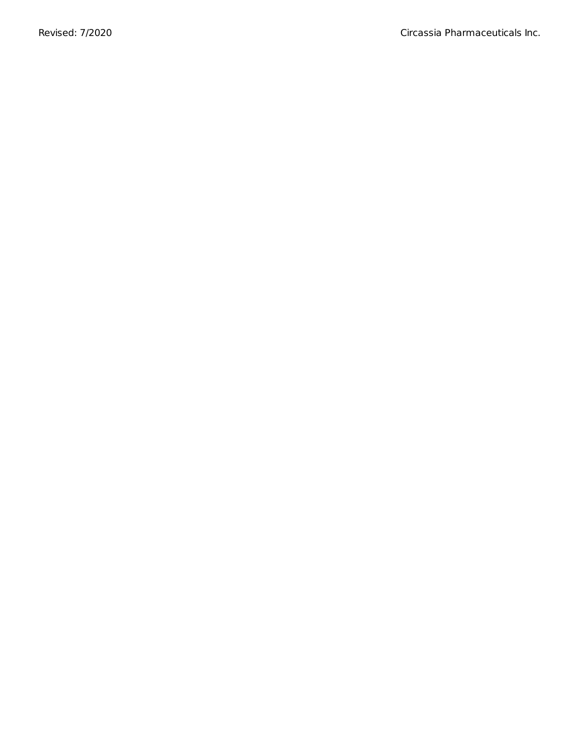Revised: 7/2020

Circassia Pharmaceuticals Inc.